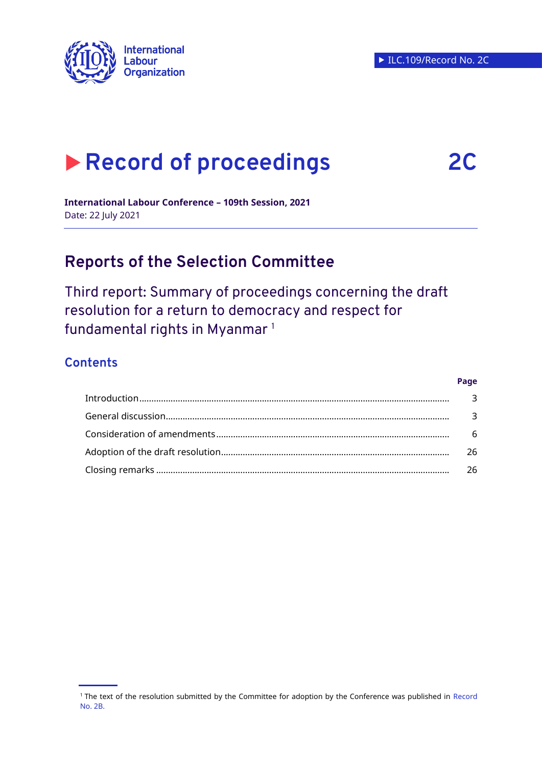ILC.109/Record No. 2C

# Record of proceedings 2C

**International Labour Conference – 109th Session, 2021**
Date: 22 July 2021

## Reports of the Selection Committee

### Third report: Summary of proceedings concerning the draft resolution for a return to democracy and respect for fundamental rights in Myanmar [1]

### Contents

| | Page |
|---|---|
| Introduction | 3 |
| General discussion | 3 |
| Consideration of amendments | 6 |
| Adoption of the draft resolution | 26 |
| Closing remarks | 26 |

[1] The text of the resolution submitted by the Committee for adoption by the Conference was published in Record No. 2B.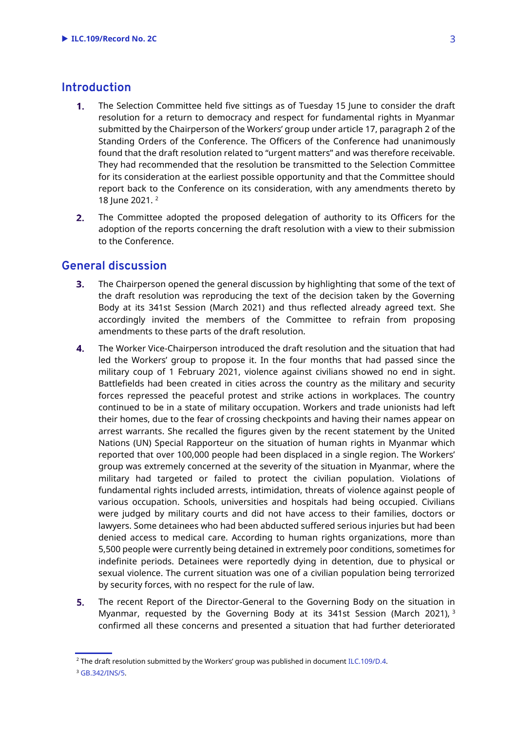## Introduction

1. The Selection Committee held five sittings as of Tuesday 15 June to consider the draft resolution for a return to democracy and respect for fundamental rights in Myanmar submitted by the Chairperson of the Workers' group under article 17, paragraph 2 of the Standing Orders of the Conference. The Officers of the Conference had unanimously found that the draft resolution related to "urgent matters" and was therefore receivable. They had recommended that the resolution be transmitted to the Selection Committee for its consideration at the earliest possible opportunity and that the Committee should report back to the Conference on its consideration, with any amendments thereto by 18 June 2021. [2]

2. The Committee adopted the proposed delegation of authority to its Officers for the adoption of the reports concerning the draft resolution with a view to their submission to the Conference.

## General discussion

3. The Chairperson opened the general discussion by highlighting that some of the text of the draft resolution was reproducing the text of the decision taken by the Governing Body at its 341st Session (March 2021) and thus reflected already agreed text. She accordingly invited the members of the Committee to refrain from proposing amendments to these parts of the draft resolution.

4. The Worker Vice-Chairperson introduced the draft resolution and the situation that had led the Workers' group to propose it. In the four months that had passed since the military coup of 1 February 2021, violence against civilians showed no end in sight. Battlefields had been created in cities across the country as the military and security forces repressed the peaceful protest and strike actions in workplaces. The country continued to be in a state of military occupation. Workers and trade unionists had left their homes, due to the fear of crossing checkpoints and having their names appear on arrest warrants. She recalled the figures given by the recent statement by the United Nations (UN) Special Rapporteur on the situation of human rights in Myanmar which reported that over 100,000 people had been displaced in a single region. The Workers' group was extremely concerned at the severity of the situation in Myanmar, where the military had targeted or failed to protect the civilian population. Violations of fundamental rights included arrests, intimidation, threats of violence against people of various occupation. Schools, universities and hospitals had being occupied. Civilians were judged by military courts and did not have access to their families, doctors or lawyers. Some detainees who had been abducted suffered serious injuries but had been denied access to medical care. According to human rights organizations, more than 5,500 people were currently being detained in extremely poor conditions, sometimes for indefinite periods. Detainees were reportedly dying in detention, due to physical or sexual violence. The current situation was one of a civilian population being terrorized by security forces, with no respect for the rule of law.

5. The recent Report of the Director-General to the Governing Body on the situation in Myanmar, requested by the Governing Body at its 341st Session (March 2021), [3] confirmed all these concerns and presented a situation that had further deteriorated

[2] The draft resolution submitted by the Workers' group was published in document ILC.109/D.4.

[3] GB.342/INS/5.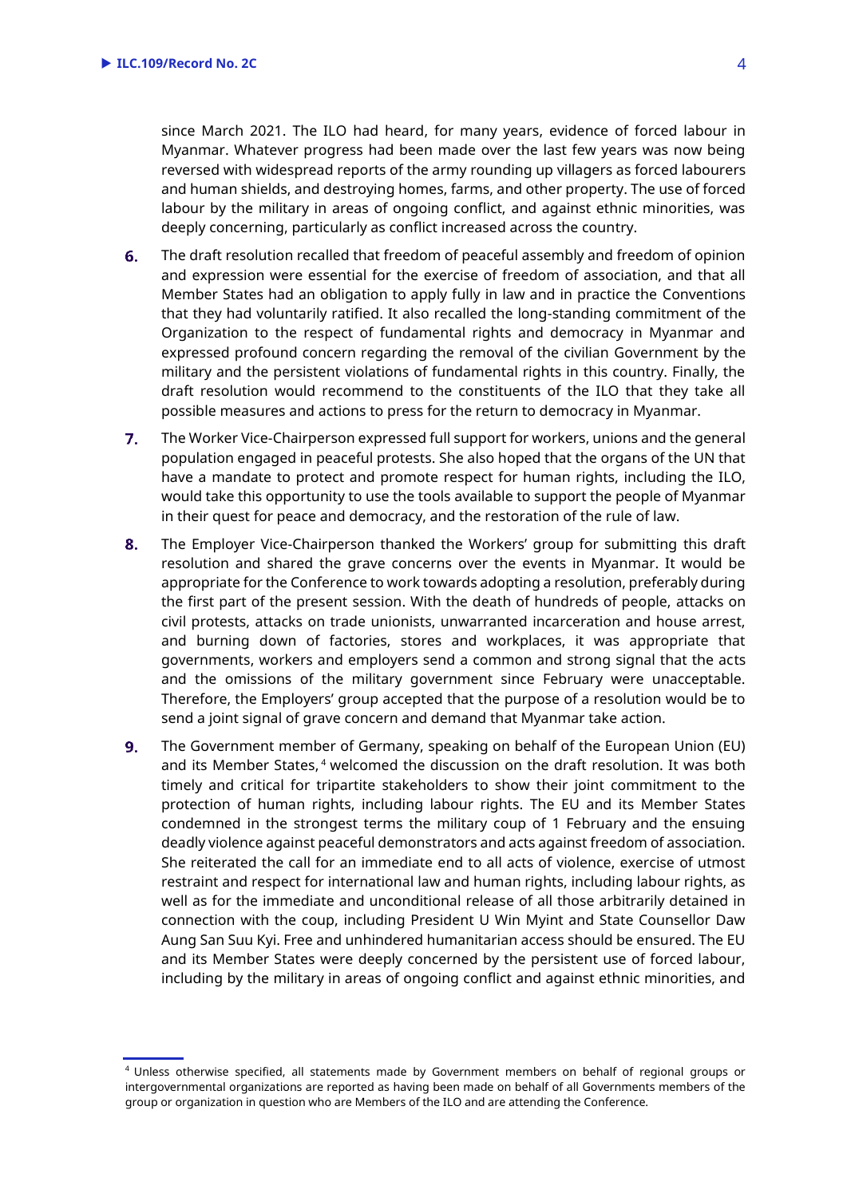since March 2021. The ILO had heard, for many years, evidence of forced labour in Myanmar. Whatever progress had been made over the last few years was now being reversed with widespread reports of the army rounding up villagers as forced labourers and human shields, and destroying homes, farms, and other property. The use of forced labour by the military in areas of ongoing conflict, and against ethnic minorities, was deeply concerning, particularly as conflict increased across the country.

**6.** The draft resolution recalled that freedom of peaceful assembly and freedom of opinion and expression were essential for the exercise of freedom of association, and that all Member States had an obligation to apply fully in law and in practice the Conventions that they had voluntarily ratified. It also recalled the long-standing commitment of the Organization to the respect of fundamental rights and democracy in Myanmar and expressed profound concern regarding the removal of the civilian Government by the military and the persistent violations of fundamental rights in this country. Finally, the draft resolution would recommend to the constituents of the ILO that they take all possible measures and actions to press for the return to democracy in Myanmar.

**7.** The Worker Vice-Chairperson expressed full support for workers, unions and the general population engaged in peaceful protests. She also hoped that the organs of the UN that have a mandate to protect and promote respect for human rights, including the ILO, would take this opportunity to use the tools available to support the people of Myanmar in their quest for peace and democracy, and the restoration of the rule of law.

**8.** The Employer Vice-Chairperson thanked the Workers' group for submitting this draft resolution and shared the grave concerns over the events in Myanmar. It would be appropriate for the Conference to work towards adopting a resolution, preferably during the first part of the present session. With the death of hundreds of people, attacks on civil protests, attacks on trade unionists, unwarranted incarceration and house arrest, and burning down of factories, stores and workplaces, it was appropriate that governments, workers and employers send a common and strong signal that the acts and the omissions of the military government since February were unacceptable. Therefore, the Employers' group accepted that the purpose of a resolution would be to send a joint signal of grave concern and demand that Myanmar take action.

**9.** The Government member of Germany, speaking on behalf of the European Union (EU) and its Member States, [4] welcomed the discussion on the draft resolution. It was both timely and critical for tripartite stakeholders to show their joint commitment to the protection of human rights, including labour rights. The EU and its Member States condemned in the strongest terms the military coup of 1 February and the ensuing deadly violence against peaceful demonstrators and acts against freedom of association. She reiterated the call for an immediate end to all acts of violence, exercise of utmost restraint and respect for international law and human rights, including labour rights, as well as for the immediate and unconditional release of all those arbitrarily detained in connection with the coup, including President U Win Myint and State Counsellor Daw Aung San Suu Kyi. Free and unhindered humanitarian access should be ensured. The EU and its Member States were deeply concerned by the persistent use of forced labour, including by the military in areas of ongoing conflict and against ethnic minorities, and

---

[4] Unless otherwise specified, all statements made by Government members on behalf of regional groups or intergovernmental organizations are reported as having been made on behalf of all Governments members of the group or organization in question who are Members of the ILO and are attending the Conference.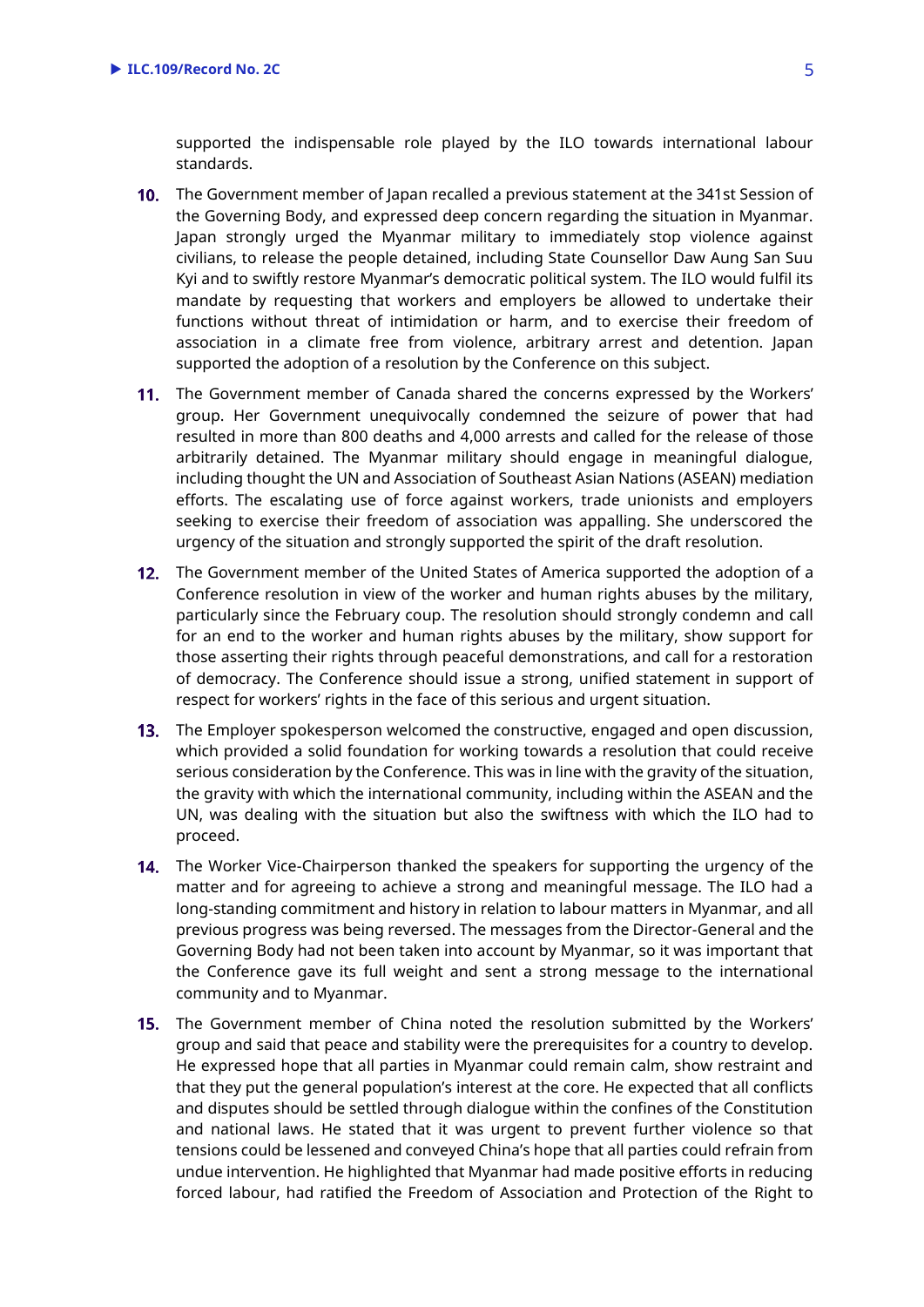supported the indispensable role played by the ILO towards international labour standards.

10. The Government member of Japan recalled a previous statement at the 341st Session of the Governing Body, and expressed deep concern regarding the situation in Myanmar. Japan strongly urged the Myanmar military to immediately stop violence against civilians, to release the people detained, including State Counsellor Daw Aung San Suu Kyi and to swiftly restore Myanmar's democratic political system. The ILO would fulfil its mandate by requesting that workers and employers be allowed to undertake their functions without threat of intimidation or harm, and to exercise their freedom of association in a climate free from violence, arbitrary arrest and detention. Japan supported the adoption of a resolution by the Conference on this subject.

11. The Government member of Canada shared the concerns expressed by the Workers' group. Her Government unequivocally condemned the seizure of power that had resulted in more than 800 deaths and 4,000 arrests and called for the release of those arbitrarily detained. The Myanmar military should engage in meaningful dialogue, including thought the UN and Association of Southeast Asian Nations (ASEAN) mediation efforts. The escalating use of force against workers, trade unionists and employers seeking to exercise their freedom of association was appalling. She underscored the urgency of the situation and strongly supported the spirit of the draft resolution.

12. The Government member of the United States of America supported the adoption of a Conference resolution in view of the worker and human rights abuses by the military, particularly since the February coup. The resolution should strongly condemn and call for an end to the worker and human rights abuses by the military, show support for those asserting their rights through peaceful demonstrations, and call for a restoration of democracy. The Conference should issue a strong, unified statement in support of respect for workers' rights in the face of this serious and urgent situation.

13. The Employer spokesperson welcomed the constructive, engaged and open discussion, which provided a solid foundation for working towards a resolution that could receive serious consideration by the Conference. This was in line with the gravity of the situation, the gravity with which the international community, including within the ASEAN and the UN, was dealing with the situation but also the swiftness with which the ILO had to proceed.

14. The Worker Vice-Chairperson thanked the speakers for supporting the urgency of the matter and for agreeing to achieve a strong and meaningful message. The ILO had a long-standing commitment and history in relation to labour matters in Myanmar, and all previous progress was being reversed. The messages from the Director-General and the Governing Body had not been taken into account by Myanmar, so it was important that the Conference gave its full weight and sent a strong message to the international community and to Myanmar.

15. The Government member of China noted the resolution submitted by the Workers' group and said that peace and stability were the prerequisites for a country to develop. He expressed hope that all parties in Myanmar could remain calm, show restraint and that they put the general population's interest at the core. He expected that all conflicts and disputes should be settled through dialogue within the confines of the Constitution and national laws. He stated that it was urgent to prevent further violence so that tensions could be lessened and conveyed China's hope that all parties could refrain from undue intervention. He highlighted that Myanmar had made positive efforts in reducing forced labour, had ratified the Freedom of Association and Protection of the Right to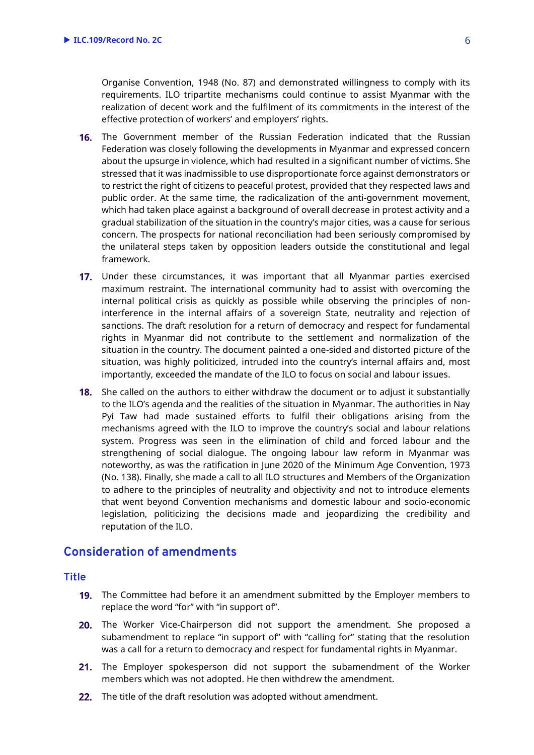Organise Convention, 1948 (No. 87) and demonstrated willingness to comply with its requirements. ILO tripartite mechanisms could continue to assist Myanmar with the realization of decent work and the fulfilment of its commitments in the interest of the effective protection of workers' and employers' rights.

**16.** The Government member of the Russian Federation indicated that the Russian Federation was closely following the developments in Myanmar and expressed concern about the upsurge in violence, which had resulted in a significant number of victims. She stressed that it was inadmissible to use disproportionate force against demonstrators or to restrict the right of citizens to peaceful protest, provided that they respected laws and public order. At the same time, the radicalization of the anti-government movement, which had taken place against a background of overall decrease in protest activity and a gradual stabilization of the situation in the country's major cities, was a cause for serious concern. The prospects for national reconciliation had been seriously compromised by the unilateral steps taken by opposition leaders outside the constitutional and legal framework.

**17.** Under these circumstances, it was important that all Myanmar parties exercised maximum restraint. The international community had to assist with overcoming the internal political crisis as quickly as possible while observing the principles of non-interference in the internal affairs of a sovereign State, neutrality and rejection of sanctions. The draft resolution for a return of democracy and respect for fundamental rights in Myanmar did not contribute to the settlement and normalization of the situation in the country. The document painted a one-sided and distorted picture of the situation, was highly politicized, intruded into the country's internal affairs and, most importantly, exceeded the mandate of the ILO to focus on social and labour issues.

**18.** She called on the authors to either withdraw the document or to adjust it substantially to the ILO's agenda and the realities of the situation in Myanmar. The authorities in Nay Pyi Taw had made sustained efforts to fulfil their obligations arising from the mechanisms agreed with the ILO to improve the country's social and labour relations system. Progress was seen in the elimination of child and forced labour and the strengthening of social dialogue. The ongoing labour law reform in Myanmar was noteworthy, as was the ratification in June 2020 of the Minimum Age Convention, 1973 (No. 138). Finally, she made a call to all ILO structures and Members of the Organization to adhere to the principles of neutrality and objectivity and not to introduce elements that went beyond Convention mechanisms and domestic labour and socio-economic legislation, politicizing the decisions made and jeopardizing the credibility and reputation of the ILO.

## Consideration of amendments

### Title

**19.** The Committee had before it an amendment submitted by the Employer members to replace the word "for" with "in support of".

**20.** The Worker Vice-Chairperson did not support the amendment. She proposed a subamendment to replace "in support of" with "calling for" stating that the resolution was a call for a return to democracy and respect for fundamental rights in Myanmar.

**21.** The Employer spokesperson did not support the subamendment of the Worker members which was not adopted. He then withdrew the amendment.

**22.** The title of the draft resolution was adopted without amendment.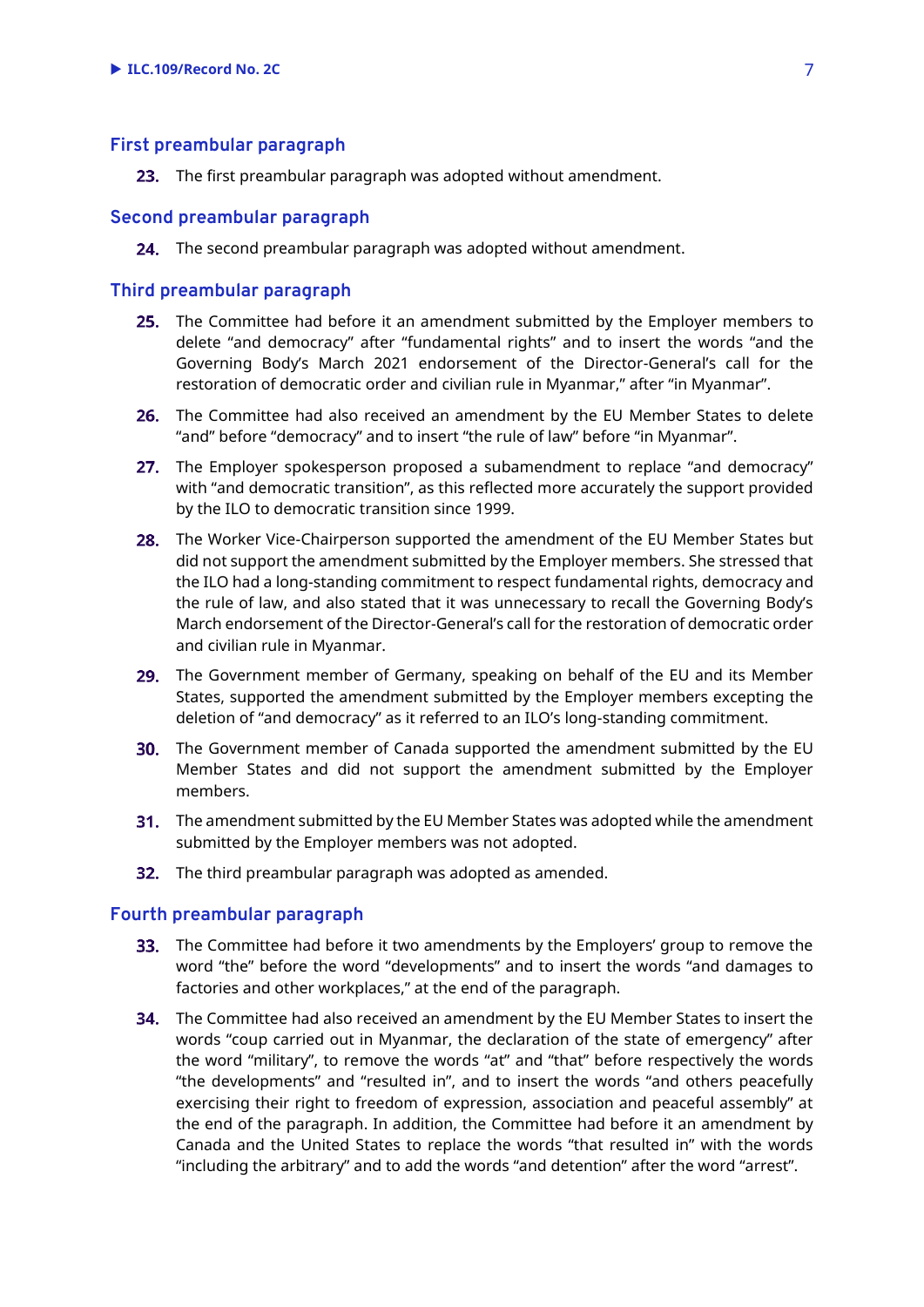### First preambular paragraph

23. The first preambular paragraph was adopted without amendment.

### Second preambular paragraph

24. The second preambular paragraph was adopted without amendment.

### Third preambular paragraph

25. The Committee had before it an amendment submitted by the Employer members to delete "and democracy" after "fundamental rights" and to insert the words "and the Governing Body's March 2021 endorsement of the Director-General's call for the restoration of democratic order and civilian rule in Myanmar," after "in Myanmar".

26. The Committee had also received an amendment by the EU Member States to delete "and" before "democracy" and to insert "the rule of law" before "in Myanmar".

27. The Employer spokesperson proposed a subamendment to replace "and democracy" with "and democratic transition", as this reflected more accurately the support provided by the ILO to democratic transition since 1999.

28. The Worker Vice-Chairperson supported the amendment of the EU Member States but did not support the amendment submitted by the Employer members. She stressed that the ILO had a long-standing commitment to respect fundamental rights, democracy and the rule of law, and also stated that it was unnecessary to recall the Governing Body's March endorsement of the Director-General's call for the restoration of democratic order and civilian rule in Myanmar.

29. The Government member of Germany, speaking on behalf of the EU and its Member States, supported the amendment submitted by the Employer members excepting the deletion of "and democracy" as it referred to an ILO's long-standing commitment.

30. The Government member of Canada supported the amendment submitted by the EU Member States and did not support the amendment submitted by the Employer members.

31. The amendment submitted by the EU Member States was adopted while the amendment submitted by the Employer members was not adopted.

32. The third preambular paragraph was adopted as amended.

### Fourth preambular paragraph

33. The Committee had before it two amendments by the Employers' group to remove the word "the" before the word "developments" and to insert the words "and damages to factories and other workplaces," at the end of the paragraph.

34. The Committee had also received an amendment by the EU Member States to insert the words "coup carried out in Myanmar, the declaration of the state of emergency" after the word "military", to remove the words "at" and "that" before respectively the words "the developments" and "resulted in", and to insert the words "and others peacefully exercising their right to freedom of expression, association and peaceful assembly" at the end of the paragraph. In addition, the Committee had before it an amendment by Canada and the United States to replace the words "that resulted in" with the words "including the arbitrary" and to add the words "and detention" after the word "arrest".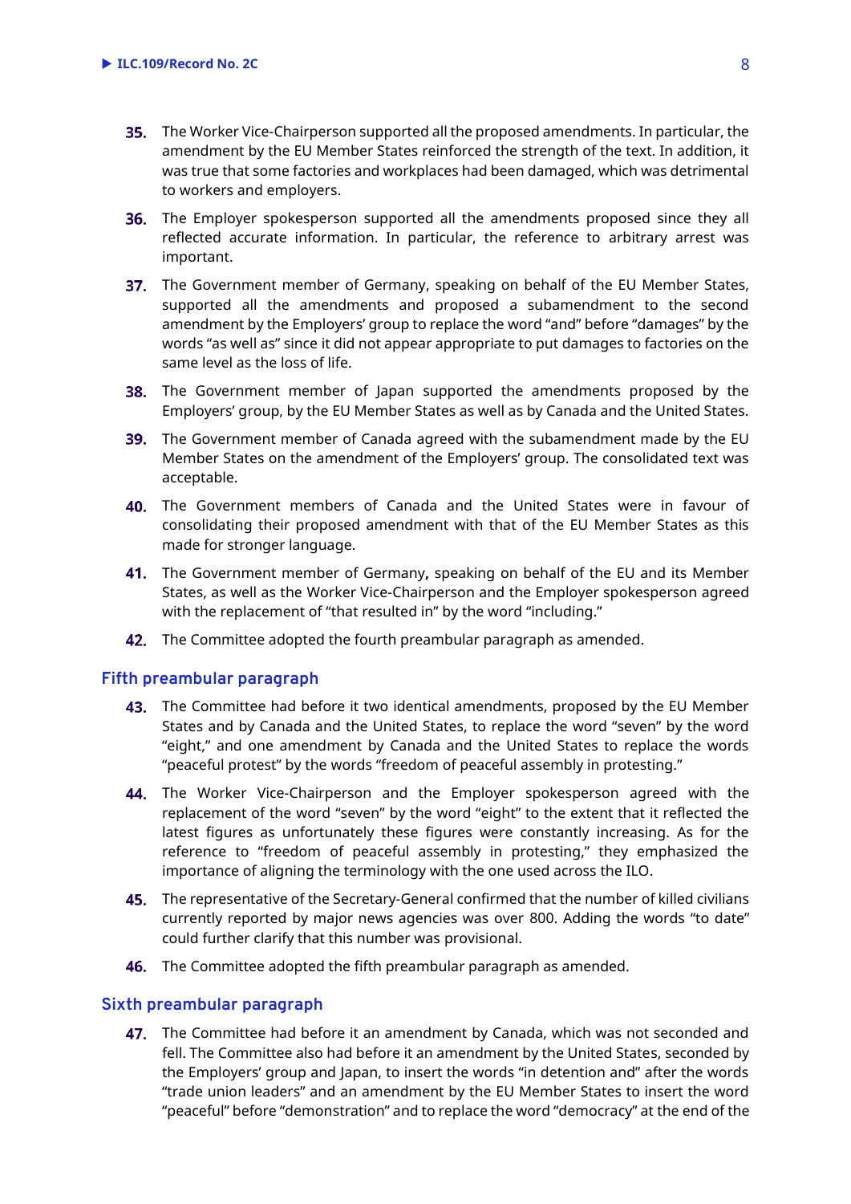35. The Worker Vice-Chairperson supported all the proposed amendments. In particular, the amendment by the EU Member States reinforced the strength of the text. In addition, it was true that some factories and workplaces had been damaged, which was detrimental to workers and employers.

36. The Employer spokesperson supported all the amendments proposed since they all reflected accurate information. In particular, the reference to arbitrary arrest was important.

37. The Government member of Germany, speaking on behalf of the EU Member States, supported all the amendments and proposed a subamendment to the second amendment by the Employers' group to replace the word "and" before "damages" by the words "as well as" since it did not appear appropriate to put damages to factories on the same level as the loss of life.

38. The Government member of Japan supported the amendments proposed by the Employers' group, by the EU Member States as well as by Canada and the United States.

39. The Government member of Canada agreed with the subamendment made by the EU Member States on the amendment of the Employers' group. The consolidated text was acceptable.

40. The Government members of Canada and the United States were in favour of consolidating their proposed amendment with that of the EU Member States as this made for stronger language.

41. The Government member of Germany**,** speaking on behalf of the EU and its Member States, as well as the Worker Vice-Chairperson and the Employer spokesperson agreed with the replacement of "that resulted in" by the word "including."

42. The Committee adopted the fourth preambular paragraph as amended.

## Fifth preambular paragraph

43. The Committee had before it two identical amendments, proposed by the EU Member States and by Canada and the United States, to replace the word "seven" by the word "eight," and one amendment by Canada and the United States to replace the words "peaceful protest" by the words "freedom of peaceful assembly in protesting."

44. The Worker Vice-Chairperson and the Employer spokesperson agreed with the replacement of the word "seven" by the word "eight" to the extent that it reflected the latest figures as unfortunately these figures were constantly increasing. As for the reference to "freedom of peaceful assembly in protesting," they emphasized the importance of aligning the terminology with the one used across the ILO.

45. The representative of the Secretary-General confirmed that the number of killed civilians currently reported by major news agencies was over 800. Adding the words "to date" could further clarify that this number was provisional.

46. The Committee adopted the fifth preambular paragraph as amended.

## Sixth preambular paragraph

47. The Committee had before it an amendment by Canada, which was not seconded and fell. The Committee also had before it an amendment by the United States, seconded by the Employers' group and Japan, to insert the words "in detention and" after the words "trade union leaders" and an amendment by the EU Member States to insert the word "peaceful" before "demonstration" and to replace the word "democracy" at the end of the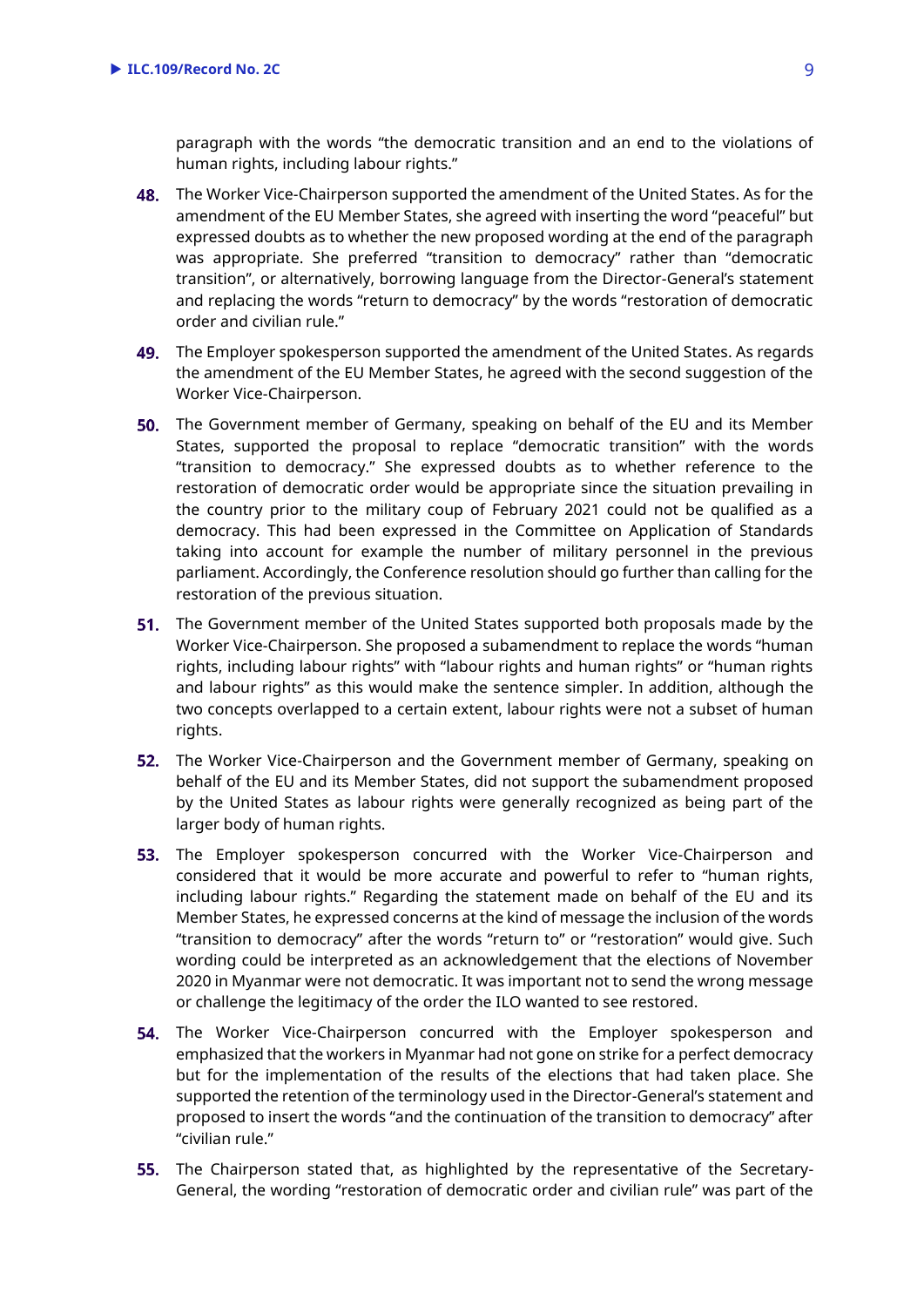paragraph with the words "the democratic transition and an end to the violations of human rights, including labour rights."

48. The Worker Vice-Chairperson supported the amendment of the United States. As for the amendment of the EU Member States, she agreed with inserting the word "peaceful" but expressed doubts as to whether the new proposed wording at the end of the paragraph was appropriate. She preferred "transition to democracy" rather than "democratic transition", or alternatively, borrowing language from the Director-General's statement and replacing the words "return to democracy" by the words "restoration of democratic order and civilian rule."

49. The Employer spokesperson supported the amendment of the United States. As regards the amendment of the EU Member States, he agreed with the second suggestion of the Worker Vice-Chairperson.

50. The Government member of Germany, speaking on behalf of the EU and its Member States, supported the proposal to replace "democratic transition" with the words "transition to democracy." She expressed doubts as to whether reference to the restoration of democratic order would be appropriate since the situation prevailing in the country prior to the military coup of February 2021 could not be qualified as a democracy. This had been expressed in the Committee on Application of Standards taking into account for example the number of military personnel in the previous parliament. Accordingly, the Conference resolution should go further than calling for the restoration of the previous situation.

51. The Government member of the United States supported both proposals made by the Worker Vice-Chairperson. She proposed a subamendment to replace the words "human rights, including labour rights" with "labour rights and human rights" or "human rights and labour rights" as this would make the sentence simpler. In addition, although the two concepts overlapped to a certain extent, labour rights were not a subset of human rights.

52. The Worker Vice-Chairperson and the Government member of Germany, speaking on behalf of the EU and its Member States, did not support the subamendment proposed by the United States as labour rights were generally recognized as being part of the larger body of human rights.

53. The Employer spokesperson concurred with the Worker Vice-Chairperson and considered that it would be more accurate and powerful to refer to "human rights, including labour rights." Regarding the statement made on behalf of the EU and its Member States, he expressed concerns at the kind of message the inclusion of the words "transition to democracy" after the words "return to" or "restoration" would give. Such wording could be interpreted as an acknowledgement that the elections of November 2020 in Myanmar were not democratic. It was important not to send the wrong message or challenge the legitimacy of the order the ILO wanted to see restored.

54. The Worker Vice-Chairperson concurred with the Employer spokesperson and emphasized that the workers in Myanmar had not gone on strike for a perfect democracy but for the implementation of the results of the elections that had taken place. She supported the retention of the terminology used in the Director-General's statement and proposed to insert the words "and the continuation of the transition to democracy" after "civilian rule."

55. The Chairperson stated that, as highlighted by the representative of the Secretary-General, the wording "restoration of democratic order and civilian rule" was part of the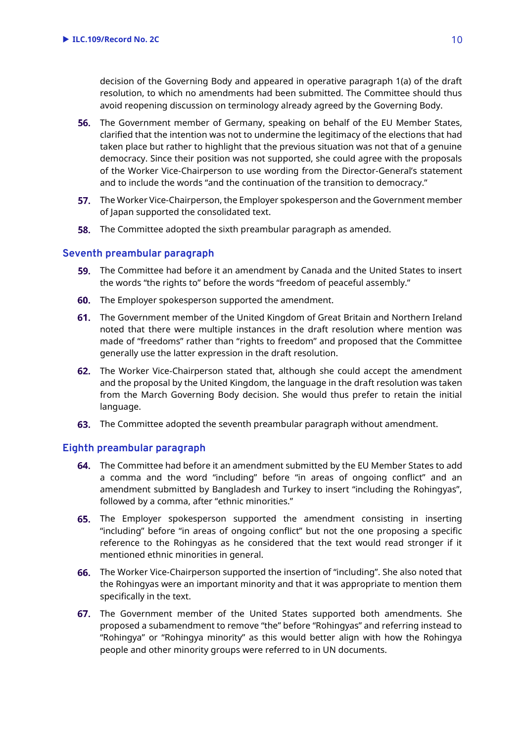decision of the Governing Body and appeared in operative paragraph 1(a) of the draft resolution, to which no amendments had been submitted. The Committee should thus avoid reopening discussion on terminology already agreed by the Governing Body.

**56.** The Government member of Germany, speaking on behalf of the EU Member States, clarified that the intention was not to undermine the legitimacy of the elections that had taken place but rather to highlight that the previous situation was not that of a genuine democracy. Since their position was not supported, she could agree with the proposals of the Worker Vice-Chairperson to use wording from the Director-General's statement and to include the words "and the continuation of the transition to democracy."

**57.** The Worker Vice-Chairperson, the Employer spokesperson and the Government member of Japan supported the consolidated text.

**58.** The Committee adopted the sixth preambular paragraph as amended.

### Seventh preambular paragraph

**59.** The Committee had before it an amendment by Canada and the United States to insert the words "the rights to" before the words "freedom of peaceful assembly."

**60.** The Employer spokesperson supported the amendment.

**61.** The Government member of the United Kingdom of Great Britain and Northern Ireland noted that there were multiple instances in the draft resolution where mention was made of "freedoms" rather than "rights to freedom" and proposed that the Committee generally use the latter expression in the draft resolution.

**62.** The Worker Vice-Chairperson stated that, although she could accept the amendment and the proposal by the United Kingdom, the language in the draft resolution was taken from the March Governing Body decision. She would thus prefer to retain the initial language.

**63.** The Committee adopted the seventh preambular paragraph without amendment.

### Eighth preambular paragraph

**64.** The Committee had before it an amendment submitted by the EU Member States to add a comma and the word "including" before "in areas of ongoing conflict" and an amendment submitted by Bangladesh and Turkey to insert "including the Rohingyas", followed by a comma, after "ethnic minorities."

**65.** The Employer spokesperson supported the amendment consisting in inserting "including" before "in areas of ongoing conflict" but not the one proposing a specific reference to the Rohingyas as he considered that the text would read stronger if it mentioned ethnic minorities in general.

**66.** The Worker Vice-Chairperson supported the insertion of "including". She also noted that the Rohingyas were an important minority and that it was appropriate to mention them specifically in the text.

**67.** The Government member of the United States supported both amendments. She proposed a subamendment to remove "the" before "Rohingyas" and referring instead to "Rohingya" or "Rohingya minority" as this would better align with how the Rohingya people and other minority groups were referred to in UN documents.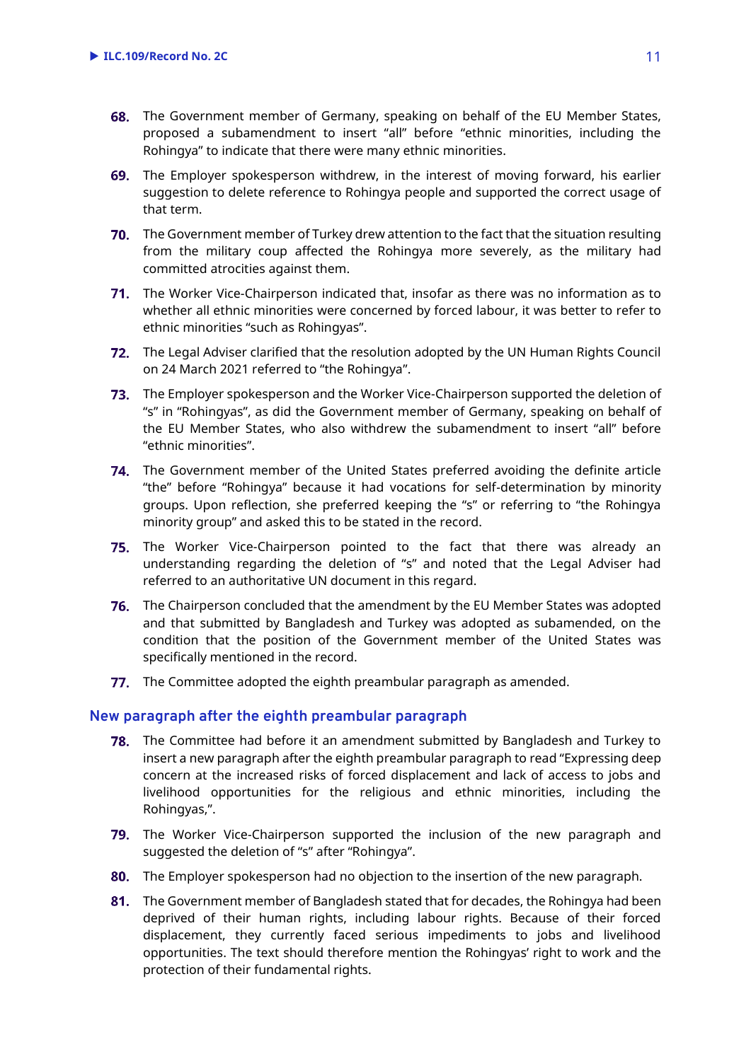68. The Government member of Germany, speaking on behalf of the EU Member States, proposed a subamendment to insert "all" before "ethnic minorities, including the Rohingya" to indicate that there were many ethnic minorities.

69. The Employer spokesperson withdrew, in the interest of moving forward, his earlier suggestion to delete reference to Rohingya people and supported the correct usage of that term.

70. The Government member of Turkey drew attention to the fact that the situation resulting from the military coup affected the Rohingya more severely, as the military had committed atrocities against them.

71. The Worker Vice-Chairperson indicated that, insofar as there was no information as to whether all ethnic minorities were concerned by forced labour, it was better to refer to ethnic minorities "such as Rohingyas".

72. The Legal Adviser clarified that the resolution adopted by the UN Human Rights Council on 24 March 2021 referred to "the Rohingya".

73. The Employer spokesperson and the Worker Vice-Chairperson supported the deletion of "s" in "Rohingyas", as did the Government member of Germany, speaking on behalf of the EU Member States, who also withdrew the subamendment to insert "all" before "ethnic minorities".

74. The Government member of the United States preferred avoiding the definite article "the" before "Rohingya" because it had vocations for self-determination by minority groups. Upon reflection, she preferred keeping the "s" or referring to "the Rohingya minority group" and asked this to be stated in the record.

75. The Worker Vice-Chairperson pointed to the fact that there was already an understanding regarding the deletion of "s" and noted that the Legal Adviser had referred to an authoritative UN document in this regard.

76. The Chairperson concluded that the amendment by the EU Member States was adopted and that submitted by Bangladesh and Turkey was adopted as subamended, on the condition that the position of the Government member of the United States was specifically mentioned in the record.

77. The Committee adopted the eighth preambular paragraph as amended.

## New paragraph after the eighth preambular paragraph

78. The Committee had before it an amendment submitted by Bangladesh and Turkey to insert a new paragraph after the eighth preambular paragraph to read "Expressing deep concern at the increased risks of forced displacement and lack of access to jobs and livelihood opportunities for the religious and ethnic minorities, including the Rohingyas,".

79. The Worker Vice-Chairperson supported the inclusion of the new paragraph and suggested the deletion of "s" after "Rohingya".

80. The Employer spokesperson had no objection to the insertion of the new paragraph.

81. The Government member of Bangladesh stated that for decades, the Rohingya had been deprived of their human rights, including labour rights. Because of their forced displacement, they currently faced serious impediments to jobs and livelihood opportunities. The text should therefore mention the Rohingyas' right to work and the protection of their fundamental rights.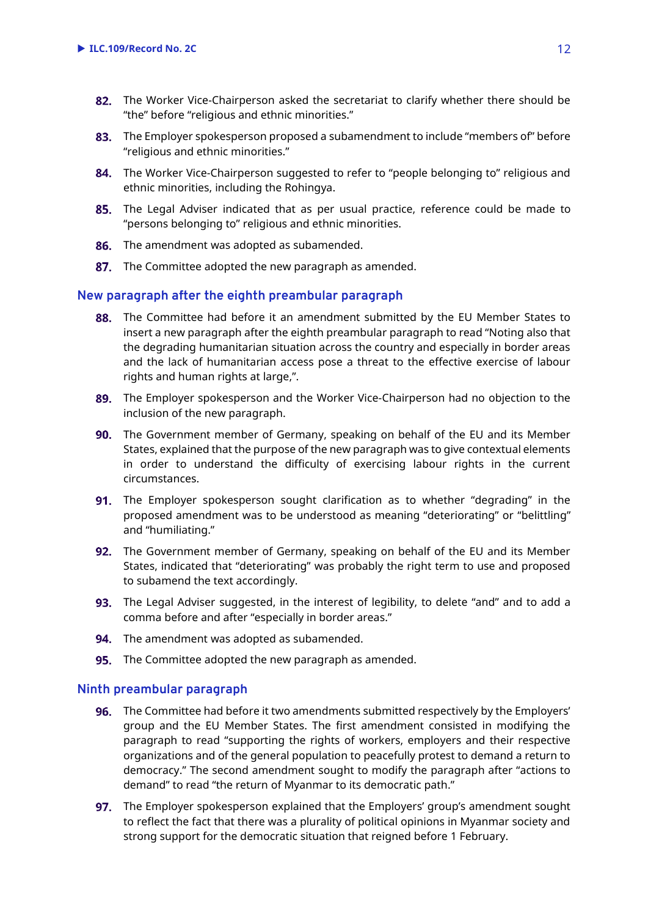82. The Worker Vice-Chairperson asked the secretariat to clarify whether there should be "the" before "religious and ethnic minorities."

83. The Employer spokesperson proposed a subamendment to include "members of" before "religious and ethnic minorities."

84. The Worker Vice-Chairperson suggested to refer to "people belonging to" religious and ethnic minorities, including the Rohingya.

85. The Legal Adviser indicated that as per usual practice, reference could be made to "persons belonging to" religious and ethnic minorities.

86. The amendment was adopted as subamended.

87. The Committee adopted the new paragraph as amended.

## New paragraph after the eighth preambular paragraph

88. The Committee had before it an amendment submitted by the EU Member States to insert a new paragraph after the eighth preambular paragraph to read "Noting also that the degrading humanitarian situation across the country and especially in border areas and the lack of humanitarian access pose a threat to the effective exercise of labour rights and human rights at large,".

89. The Employer spokesperson and the Worker Vice-Chairperson had no objection to the inclusion of the new paragraph.

90. The Government member of Germany, speaking on behalf of the EU and its Member States, explained that the purpose of the new paragraph was to give contextual elements in order to understand the difficulty of exercising labour rights in the current circumstances.

91. The Employer spokesperson sought clarification as to whether "degrading" in the proposed amendment was to be understood as meaning "deteriorating" or "belittling" and "humiliating."

92. The Government member of Germany, speaking on behalf of the EU and its Member States, indicated that "deteriorating" was probably the right term to use and proposed to subamend the text accordingly.

93. The Legal Adviser suggested, in the interest of legibility, to delete "and" and to add a comma before and after "especially in border areas."

94. The amendment was adopted as subamended.

95. The Committee adopted the new paragraph as amended.

## Ninth preambular paragraph

96. The Committee had before it two amendments submitted respectively by the Employers' group and the EU Member States. The first amendment consisted in modifying the paragraph to read "supporting the rights of workers, employers and their respective organizations and of the general population to peacefully protest to demand a return to democracy." The second amendment sought to modify the paragraph after "actions to demand" to read "the return of Myanmar to its democratic path."

97. The Employer spokesperson explained that the Employers' group's amendment sought to reflect the fact that there was a plurality of political opinions in Myanmar society and strong support for the democratic situation that reigned before 1 February.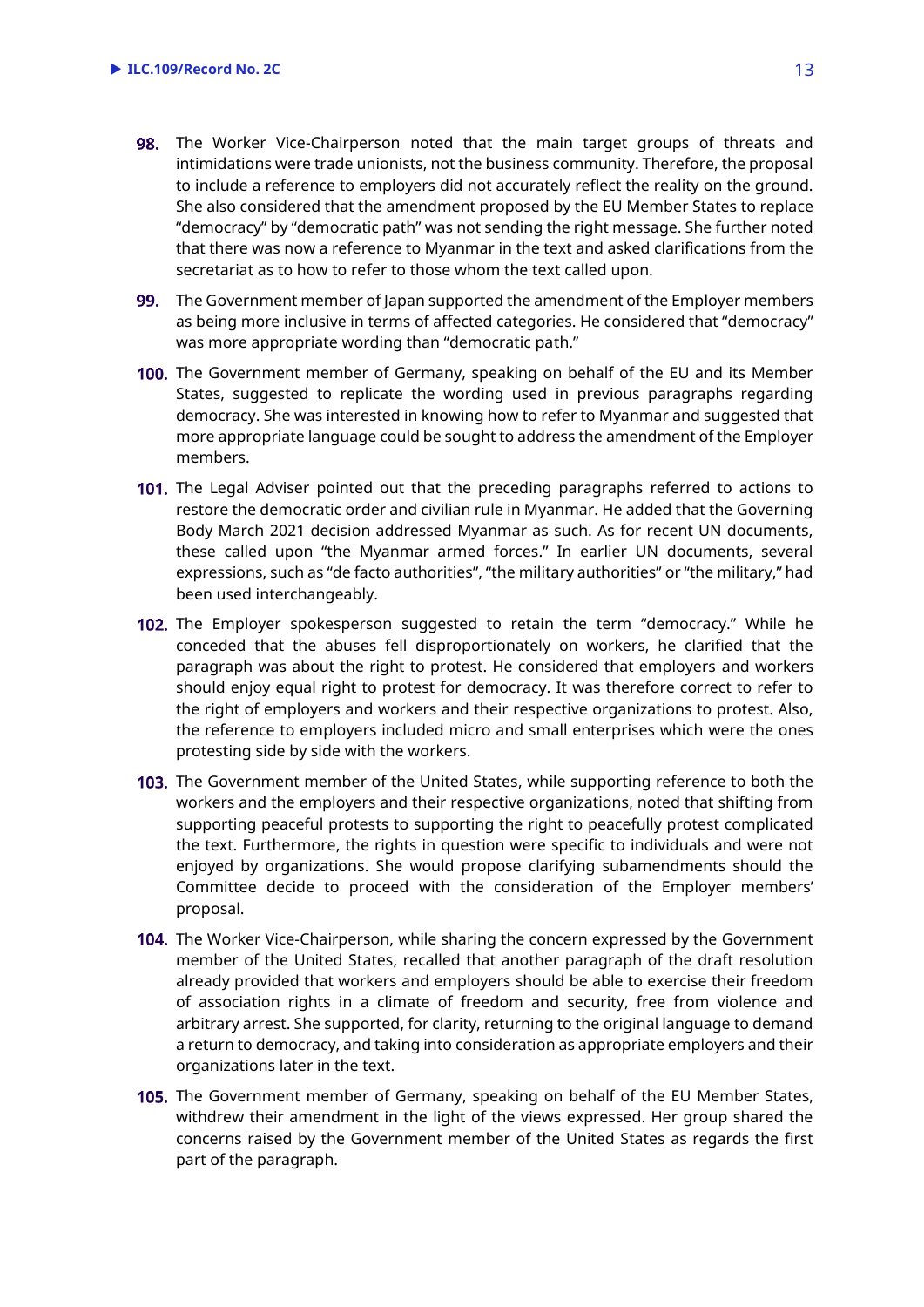98. The Worker Vice-Chairperson noted that the main target groups of threats and intimidations were trade unionists, not the business community. Therefore, the proposal to include a reference to employers did not accurately reflect the reality on the ground. She also considered that the amendment proposed by the EU Member States to replace "democracy" by "democratic path" was not sending the right message. She further noted that there was now a reference to Myanmar in the text and asked clarifications from the secretariat as to how to refer to those whom the text called upon.

99. The Government member of Japan supported the amendment of the Employer members as being more inclusive in terms of affected categories. He considered that "democracy" was more appropriate wording than "democratic path."

100. The Government member of Germany, speaking on behalf of the EU and its Member States, suggested to replicate the wording used in previous paragraphs regarding democracy. She was interested in knowing how to refer to Myanmar and suggested that more appropriate language could be sought to address the amendment of the Employer members.

101. The Legal Adviser pointed out that the preceding paragraphs referred to actions to restore the democratic order and civilian rule in Myanmar. He added that the Governing Body March 2021 decision addressed Myanmar as such. As for recent UN documents, these called upon "the Myanmar armed forces." In earlier UN documents, several expressions, such as "de facto authorities", "the military authorities" or "the military," had been used interchangeably.

102. The Employer spokesperson suggested to retain the term "democracy." While he conceded that the abuses fell disproportionately on workers, he clarified that the paragraph was about the right to protest. He considered that employers and workers should enjoy equal right to protest for democracy. It was therefore correct to refer to the right of employers and workers and their respective organizations to protest. Also, the reference to employers included micro and small enterprises which were the ones protesting side by side with the workers.

103. The Government member of the United States, while supporting reference to both the workers and the employers and their respective organizations, noted that shifting from supporting peaceful protests to supporting the right to peacefully protest complicated the text. Furthermore, the rights in question were specific to individuals and were not enjoyed by organizations. She would propose clarifying subamendments should the Committee decide to proceed with the consideration of the Employer members' proposal.

104. The Worker Vice-Chairperson, while sharing the concern expressed by the Government member of the United States, recalled that another paragraph of the draft resolution already provided that workers and employers should be able to exercise their freedom of association rights in a climate of freedom and security, free from violence and arbitrary arrest. She supported, for clarity, returning to the original language to demand a return to democracy, and taking into consideration as appropriate employers and their organizations later in the text.

105. The Government member of Germany, speaking on behalf of the EU Member States, withdrew their amendment in the light of the views expressed. Her group shared the concerns raised by the Government member of the United States as regards the first part of the paragraph.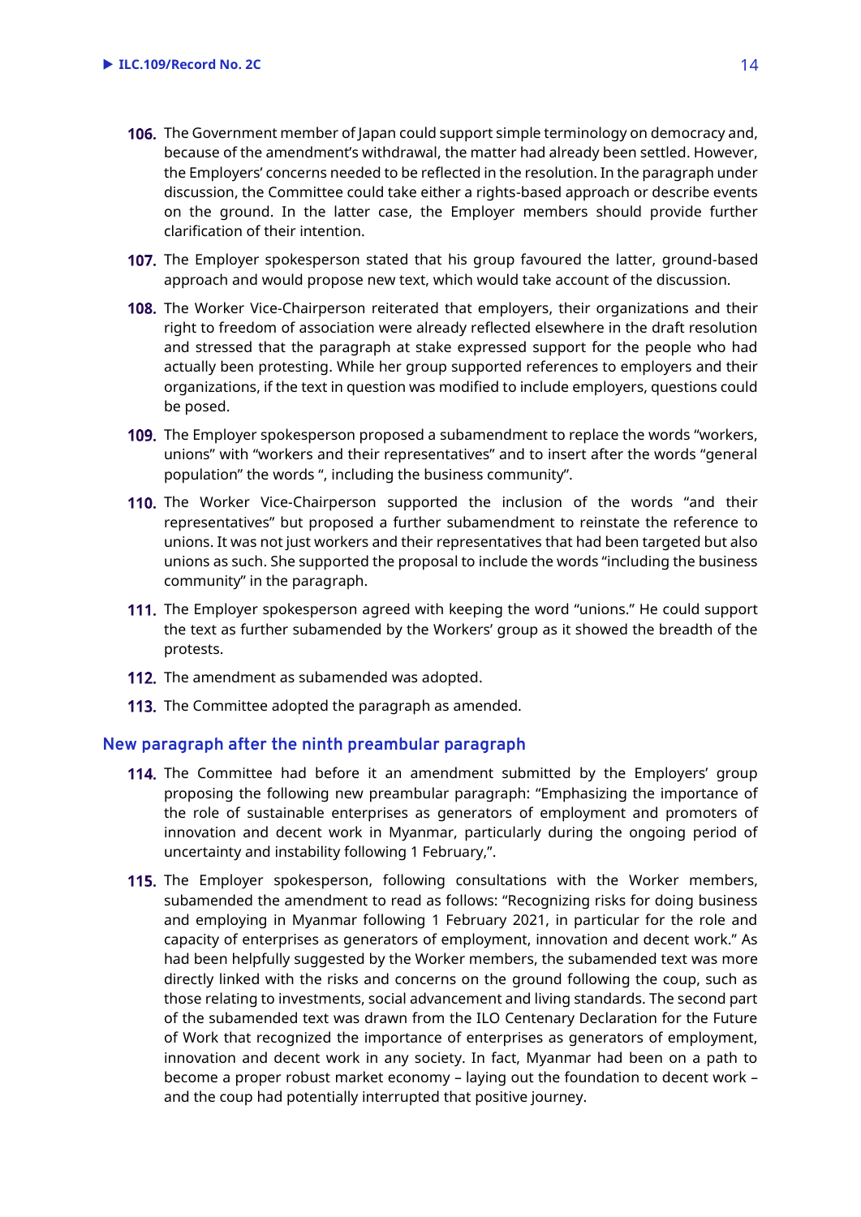106. The Government member of Japan could support simple terminology on democracy and, because of the amendment's withdrawal, the matter had already been settled. However, the Employers' concerns needed to be reflected in the resolution. In the paragraph under discussion, the Committee could take either a rights-based approach or describe events on the ground. In the latter case, the Employer members should provide further clarification of their intention.

107. The Employer spokesperson stated that his group favoured the latter, ground-based approach and would propose new text, which would take account of the discussion.

108. The Worker Vice-Chairperson reiterated that employers, their organizations and their right to freedom of association were already reflected elsewhere in the draft resolution and stressed that the paragraph at stake expressed support for the people who had actually been protesting. While her group supported references to employers and their organizations, if the text in question was modified to include employers, questions could be posed.

109. The Employer spokesperson proposed a subamendment to replace the words "workers, unions" with "workers and their representatives" and to insert after the words "general population" the words ", including the business community".

110. The Worker Vice-Chairperson supported the inclusion of the words "and their representatives" but proposed a further subamendment to reinstate the reference to unions. It was not just workers and their representatives that had been targeted but also unions as such. She supported the proposal to include the words "including the business community" in the paragraph.

111. The Employer spokesperson agreed with keeping the word "unions." He could support the text as further subamended by the Workers' group as it showed the breadth of the protests.

112. The amendment as subamended was adopted.

113. The Committee adopted the paragraph as amended.

### New paragraph after the ninth preambular paragraph

114. The Committee had before it an amendment submitted by the Employers' group proposing the following new preambular paragraph: "Emphasizing the importance of the role of sustainable enterprises as generators of employment and promoters of innovation and decent work in Myanmar, particularly during the ongoing period of uncertainty and instability following 1 February,".

115. The Employer spokesperson, following consultations with the Worker members, subamended the amendment to read as follows: "Recognizing risks for doing business and employing in Myanmar following 1 February 2021, in particular for the role and capacity of enterprises as generators of employment, innovation and decent work." As had been helpfully suggested by the Worker members, the subamended text was more directly linked with the risks and concerns on the ground following the coup, such as those relating to investments, social advancement and living standards. The second part of the subamended text was drawn from the ILO Centenary Declaration for the Future of Work that recognized the importance of enterprises as generators of employment, innovation and decent work in any society. In fact, Myanmar had been on a path to become a proper robust market economy – laying out the foundation to decent work – and the coup had potentially interrupted that positive journey.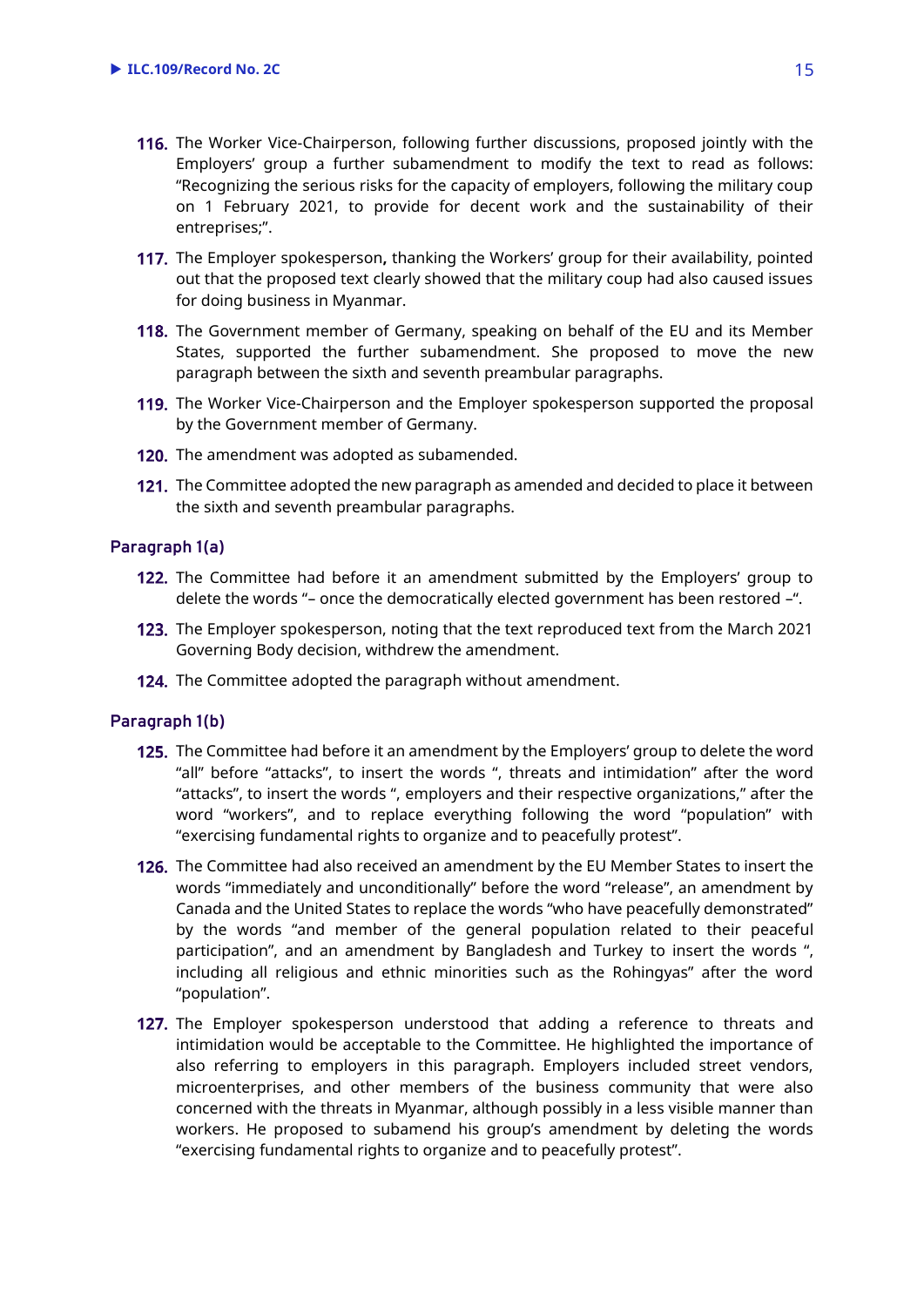116. The Worker Vice-Chairperson, following further discussions, proposed jointly with the Employers' group a further subamendment to modify the text to read as follows: "Recognizing the serious risks for the capacity of employers, following the military coup on 1 February 2021, to provide for decent work and the sustainability of their entreprises;".

117. The Employer spokesperson, thanking the Workers' group for their availability, pointed out that the proposed text clearly showed that the military coup had also caused issues for doing business in Myanmar.

118. The Government member of Germany, speaking on behalf of the EU and its Member States, supported the further subamendment. She proposed to move the new paragraph between the sixth and seventh preambular paragraphs.

119. The Worker Vice-Chairperson and the Employer spokesperson supported the proposal by the Government member of Germany.

120. The amendment was adopted as subamended.

121. The Committee adopted the new paragraph as amended and decided to place it between the sixth and seventh preambular paragraphs.

### Paragraph 1(a)

122. The Committee had before it an amendment submitted by the Employers' group to delete the words "– once the democratically elected government has been restored –".

123. The Employer spokesperson, noting that the text reproduced text from the March 2021 Governing Body decision, withdrew the amendment.

124. The Committee adopted the paragraph without amendment.

### Paragraph 1(b)

125. The Committee had before it an amendment by the Employers' group to delete the word "all" before "attacks", to insert the words ", threats and intimidation" after the word "attacks", to insert the words ", employers and their respective organizations," after the word "workers", and to replace everything following the word "population" with "exercising fundamental rights to organize and to peacefully protest".

126. The Committee had also received an amendment by the EU Member States to insert the words "immediately and unconditionally" before the word "release", an amendment by Canada and the United States to replace the words "who have peacefully demonstrated" by the words "and member of the general population related to their peaceful participation", and an amendment by Bangladesh and Turkey to insert the words ", including all religious and ethnic minorities such as the Rohingyas" after the word "population".

127. The Employer spokesperson understood that adding a reference to threats and intimidation would be acceptable to the Committee. He highlighted the importance of also referring to employers in this paragraph. Employers included street vendors, microenterprises, and other members of the business community that were also concerned with the threats in Myanmar, although possibly in a less visible manner than workers. He proposed to subamend his group's amendment by deleting the words "exercising fundamental rights to organize and to peacefully protest".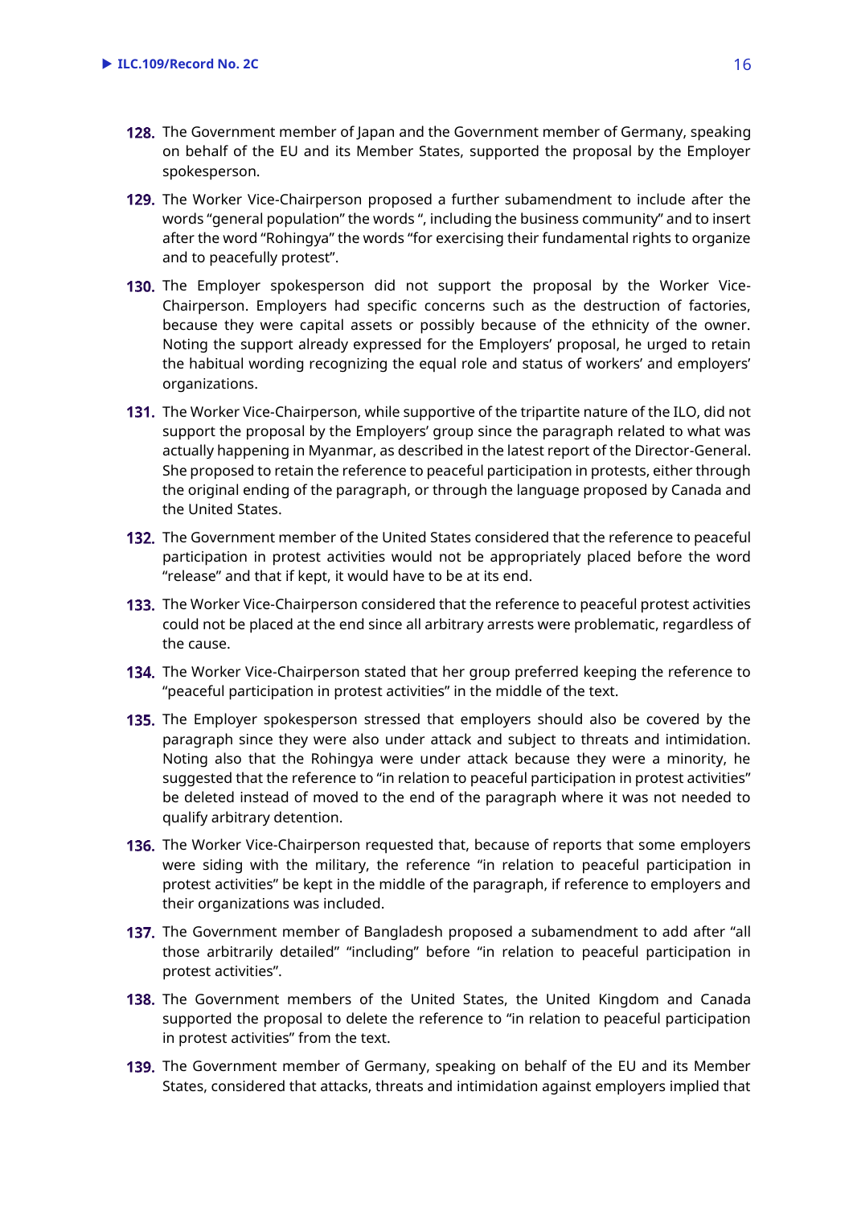128. The Government member of Japan and the Government member of Germany, speaking on behalf of the EU and its Member States, supported the proposal by the Employer spokesperson.

129. The Worker Vice-Chairperson proposed a further subamendment to include after the words "general population" the words ", including the business community" and to insert after the word "Rohingya" the words "for exercising their fundamental rights to organize and to peacefully protest".

130. The Employer spokesperson did not support the proposal by the Worker Vice-Chairperson. Employers had specific concerns such as the destruction of factories, because they were capital assets or possibly because of the ethnicity of the owner. Noting the support already expressed for the Employers' proposal, he urged to retain the habitual wording recognizing the equal role and status of workers' and employers' organizations.

131. The Worker Vice-Chairperson, while supportive of the tripartite nature of the ILO, did not support the proposal by the Employers' group since the paragraph related to what was actually happening in Myanmar, as described in the latest report of the Director-General. She proposed to retain the reference to peaceful participation in protests, either through the original ending of the paragraph, or through the language proposed by Canada and the United States.

132. The Government member of the United States considered that the reference to peaceful participation in protest activities would not be appropriately placed before the word "release" and that if kept, it would have to be at its end.

133. The Worker Vice-Chairperson considered that the reference to peaceful protest activities could not be placed at the end since all arbitrary arrests were problematic, regardless of the cause.

134. The Worker Vice-Chairperson stated that her group preferred keeping the reference to "peaceful participation in protest activities" in the middle of the text.

135. The Employer spokesperson stressed that employers should also be covered by the paragraph since they were also under attack and subject to threats and intimidation. Noting also that the Rohingya were under attack because they were a minority, he suggested that the reference to "in relation to peaceful participation in protest activities" be deleted instead of moved to the end of the paragraph where it was not needed to qualify arbitrary detention.

136. The Worker Vice-Chairperson requested that, because of reports that some employers were siding with the military, the reference "in relation to peaceful participation in protest activities" be kept in the middle of the paragraph, if reference to employers and their organizations was included.

137. The Government member of Bangladesh proposed a subamendment to add after "all those arbitrarily detailed" "including" before "in relation to peaceful participation in protest activities".

138. The Government members of the United States, the United Kingdom and Canada supported the proposal to delete the reference to "in relation to peaceful participation in protest activities" from the text.

139. The Government member of Germany, speaking on behalf of the EU and its Member States, considered that attacks, threats and intimidation against employers implied that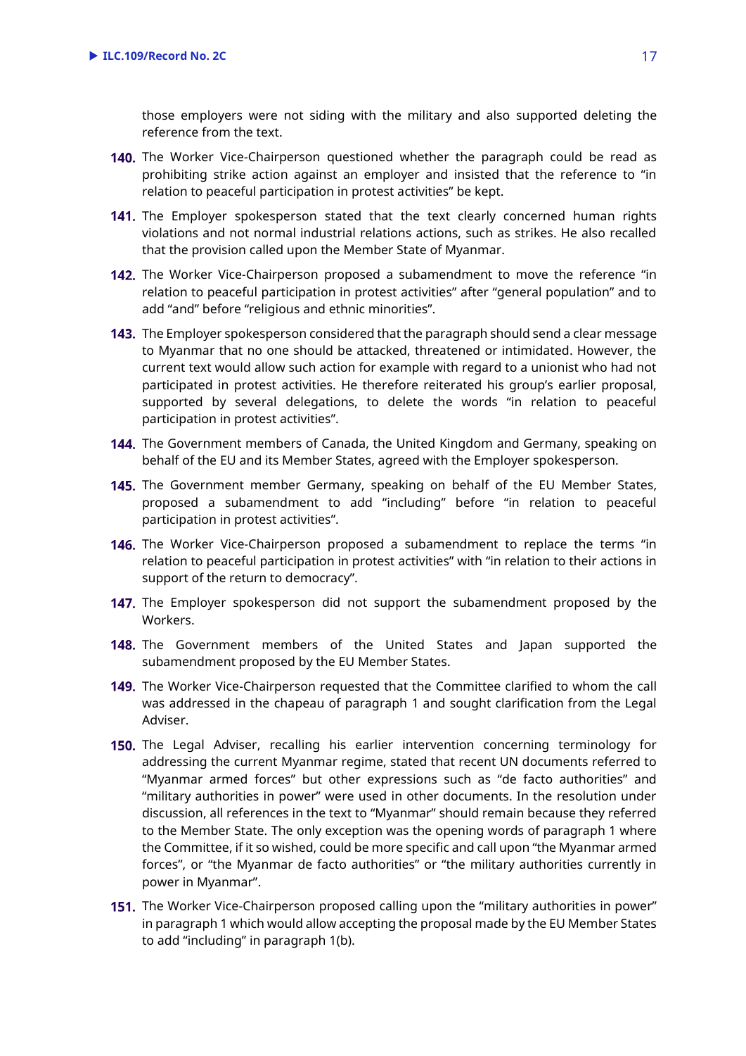those employers were not siding with the military and also supported deleting the reference from the text.

**140.** The Worker Vice-Chairperson questioned whether the paragraph could be read as prohibiting strike action against an employer and insisted that the reference to "in relation to peaceful participation in protest activities" be kept.

**141.** The Employer spokesperson stated that the text clearly concerned human rights violations and not normal industrial relations actions, such as strikes. He also recalled that the provision called upon the Member State of Myanmar.

**142.** The Worker Vice-Chairperson proposed a subamendment to move the reference "in relation to peaceful participation in protest activities" after "general population" and to add "and" before "religious and ethnic minorities".

**143.** The Employer spokesperson considered that the paragraph should send a clear message to Myanmar that no one should be attacked, threatened or intimidated. However, the current text would allow such action for example with regard to a unionist who had not participated in protest activities. He therefore reiterated his group's earlier proposal, supported by several delegations, to delete the words "in relation to peaceful participation in protest activities".

**144.** The Government members of Canada, the United Kingdom and Germany, speaking on behalf of the EU and its Member States, agreed with the Employer spokesperson.

**145.** The Government member Germany, speaking on behalf of the EU Member States, proposed a subamendment to add "including" before "in relation to peaceful participation in protest activities".

**146.** The Worker Vice-Chairperson proposed a subamendment to replace the terms "in relation to peaceful participation in protest activities" with "in relation to their actions in support of the return to democracy".

**147.** The Employer spokesperson did not support the subamendment proposed by the Workers.

**148.** The Government members of the United States and Japan supported the subamendment proposed by the EU Member States.

**149.** The Worker Vice-Chairperson requested that the Committee clarified to whom the call was addressed in the chapeau of paragraph 1 and sought clarification from the Legal Adviser.

**150.** The Legal Adviser, recalling his earlier intervention concerning terminology for addressing the current Myanmar regime, stated that recent UN documents referred to "Myanmar armed forces" but other expressions such as "de facto authorities" and "military authorities in power" were used in other documents. In the resolution under discussion, all references in the text to "Myanmar" should remain because they referred to the Member State. The only exception was the opening words of paragraph 1 where the Committee, if it so wished, could be more specific and call upon "the Myanmar armed forces", or "the Myanmar de facto authorities" or "the military authorities currently in power in Myanmar".

**151.** The Worker Vice-Chairperson proposed calling upon the "military authorities in power" in paragraph 1 which would allow accepting the proposal made by the EU Member States to add "including" in paragraph 1(b).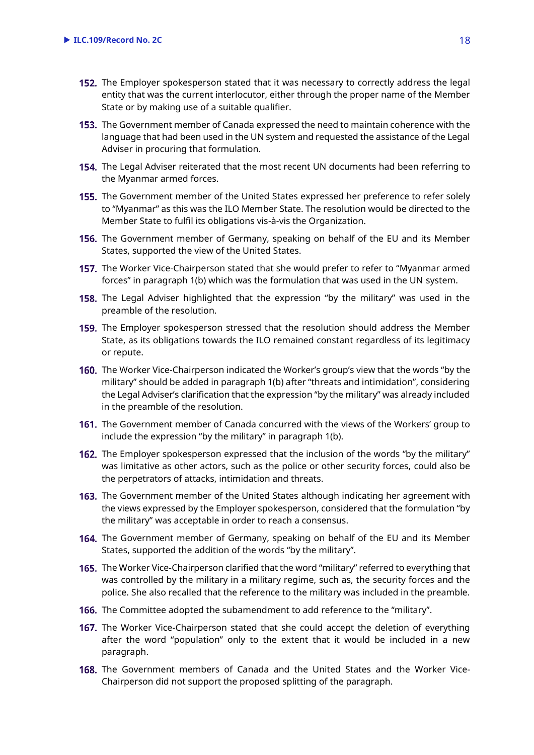152. The Employer spokesperson stated that it was necessary to correctly address the legal entity that was the current interlocutor, either through the proper name of the Member State or by making use of a suitable qualifier.

153. The Government member of Canada expressed the need to maintain coherence with the language that had been used in the UN system and requested the assistance of the Legal Adviser in procuring that formulation.

154. The Legal Adviser reiterated that the most recent UN documents had been referring to the Myanmar armed forces.

155. The Government member of the United States expressed her preference to refer solely to "Myanmar" as this was the ILO Member State. The resolution would be directed to the Member State to fulfil its obligations vis-à-vis the Organization.

156. The Government member of Germany, speaking on behalf of the EU and its Member States, supported the view of the United States.

157. The Worker Vice-Chairperson stated that she would prefer to refer to "Myanmar armed forces" in paragraph 1(b) which was the formulation that was used in the UN system.

158. The Legal Adviser highlighted that the expression "by the military" was used in the preamble of the resolution.

159. The Employer spokesperson stressed that the resolution should address the Member State, as its obligations towards the ILO remained constant regardless of its legitimacy or repute.

160. The Worker Vice-Chairperson indicated the Worker's group's view that the words "by the military" should be added in paragraph 1(b) after "threats and intimidation", considering the Legal Adviser's clarification that the expression "by the military" was already included in the preamble of the resolution.

161. The Government member of Canada concurred with the views of the Workers' group to include the expression "by the military" in paragraph 1(b).

162. The Employer spokesperson expressed that the inclusion of the words "by the military" was limitative as other actors, such as the police or other security forces, could also be the perpetrators of attacks, intimidation and threats.

163. The Government member of the United States although indicating her agreement with the views expressed by the Employer spokesperson, considered that the formulation "by the military" was acceptable in order to reach a consensus.

164. The Government member of Germany, speaking on behalf of the EU and its Member States, supported the addition of the words "by the military".

165. The Worker Vice-Chairperson clarified that the word "military" referred to everything that was controlled by the military in a military regime, such as, the security forces and the police. She also recalled that the reference to the military was included in the preamble.

166. The Committee adopted the subamendment to add reference to the "military".

167. The Worker Vice-Chairperson stated that she could accept the deletion of everything after the word "population" only to the extent that it would be included in a new paragraph.

168. The Government members of Canada and the United States and the Worker Vice-Chairperson did not support the proposed splitting of the paragraph.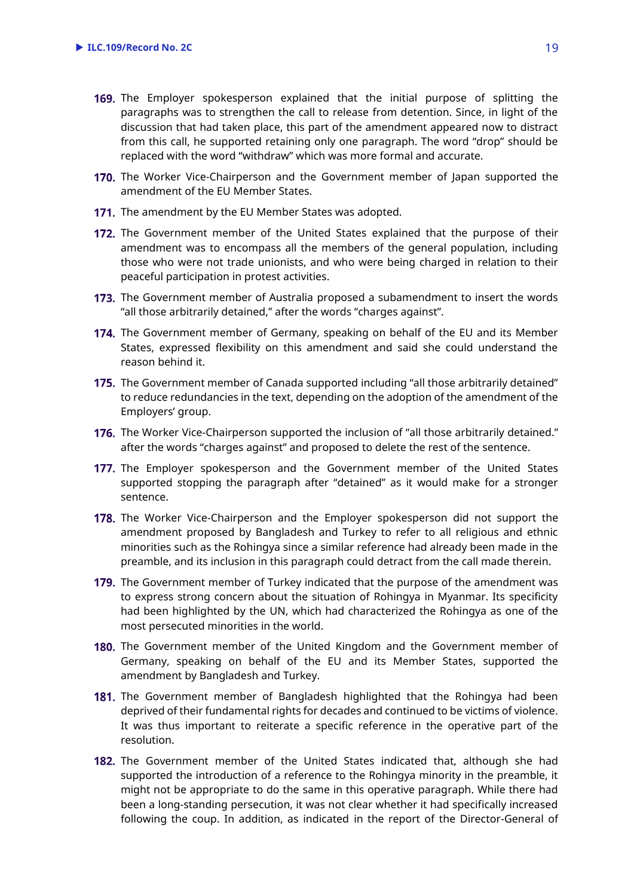169. The Employer spokesperson explained that the initial purpose of splitting the paragraphs was to strengthen the call to release from detention. Since, in light of the discussion that had taken place, this part of the amendment appeared now to distract from this call, he supported retaining only one paragraph. The word “drop” should be replaced with the word “withdraw” which was more formal and accurate.

170. The Worker Vice-Chairperson and the Government member of Japan supported the amendment of the EU Member States.

171. The amendment by the EU Member States was adopted.

172. The Government member of the United States explained that the purpose of their amendment was to encompass all the members of the general population, including those who were not trade unionists, and who were being charged in relation to their peaceful participation in protest activities.

173. The Government member of Australia proposed a subamendment to insert the words “all those arbitrarily detained,” after the words “charges against”.

174. The Government member of Germany, speaking on behalf of the EU and its Member States, expressed flexibility on this amendment and said she could understand the reason behind it.

175. The Government member of Canada supported including “all those arbitrarily detained” to reduce redundancies in the text, depending on the adoption of the amendment of the Employers’ group.

176. The Worker Vice-Chairperson supported the inclusion of “all those arbitrarily detained.” after the words “charges against” and proposed to delete the rest of the sentence.

177. The Employer spokesperson and the Government member of the United States supported stopping the paragraph after “detained” as it would make for a stronger sentence.

178. The Worker Vice-Chairperson and the Employer spokesperson did not support the amendment proposed by Bangladesh and Turkey to refer to all religious and ethnic minorities such as the Rohingya since a similar reference had already been made in the preamble, and its inclusion in this paragraph could detract from the call made therein.

179. The Government member of Turkey indicated that the purpose of the amendment was to express strong concern about the situation of Rohingya in Myanmar. Its specificity had been highlighted by the UN, which had characterized the Rohingya as one of the most persecuted minorities in the world.

180. The Government member of the United Kingdom and the Government member of Germany, speaking on behalf of the EU and its Member States, supported the amendment by Bangladesh and Turkey.

181. The Government member of Bangladesh highlighted that the Rohingya had been deprived of their fundamental rights for decades and continued to be victims of violence. It was thus important to reiterate a specific reference in the operative part of the resolution.

182. The Government member of the United States indicated that, although she had supported the introduction of a reference to the Rohingya minority in the preamble, it might not be appropriate to do the same in this operative paragraph. While there had been a long-standing persecution, it was not clear whether it had specifically increased following the coup. In addition, as indicated in the report of the Director-General of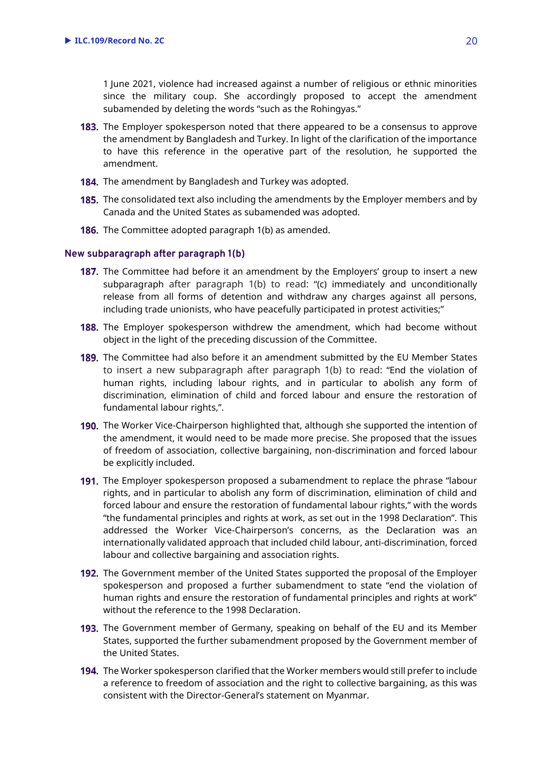1 June 2021, violence had increased against a number of religious or ethnic minorities since the military coup. She accordingly proposed to accept the amendment subamended by deleting the words "such as the Rohingyas."

183. The Employer spokesperson noted that there appeared to be a consensus to approve the amendment by Bangladesh and Turkey. In light of the clarification of the importance to have this reference in the operative part of the resolution, he supported the amendment.

184. The amendment by Bangladesh and Turkey was adopted.

185. The consolidated text also including the amendments by the Employer members and by Canada and the United States as subamended was adopted.

186. The Committee adopted paragraph 1(b) as amended.

### New subparagraph after paragraph 1(b)

187. The Committee had before it an amendment by the Employers' group to insert a new subparagraph after paragraph 1(b) to read: "(c) immediately and unconditionally release from all forms of detention and withdraw any charges against all persons, including trade unionists, who have peacefully participated in protest activities;"

188. The Employer spokesperson withdrew the amendment, which had become without object in the light of the preceding discussion of the Committee.

189. The Committee had also before it an amendment submitted by the EU Member States to insert a new subparagraph after paragraph 1(b) to read: "End the violation of human rights, including labour rights, and in particular to abolish any form of discrimination, elimination of child and forced labour and ensure the restoration of fundamental labour rights,".

190. The Worker Vice-Chairperson highlighted that, although she supported the intention of the amendment, it would need to be made more precise. She proposed that the issues of freedom of association, collective bargaining, non-discrimination and forced labour be explicitly included.

191. The Employer spokesperson proposed a subamendment to replace the phrase "labour rights, and in particular to abolish any form of discrimination, elimination of child and forced labour and ensure the restoration of fundamental labour rights," with the words "the fundamental principles and rights at work, as set out in the 1998 Declaration". This addressed the Worker Vice-Chairperson's concerns, as the Declaration was an internationally validated approach that included child labour, anti-discrimination, forced labour and collective bargaining and association rights.

192. The Government member of the United States supported the proposal of the Employer spokesperson and proposed a further subamendment to state "end the violation of human rights and ensure the restoration of fundamental principles and rights at work" without the reference to the 1998 Declaration.

193. The Government member of Germany, speaking on behalf of the EU and its Member States, supported the further subamendment proposed by the Government member of the United States.

194. The Worker spokesperson clarified that the Worker members would still prefer to include a reference to freedom of association and the right to collective bargaining, as this was consistent with the Director-General's statement on Myanmar.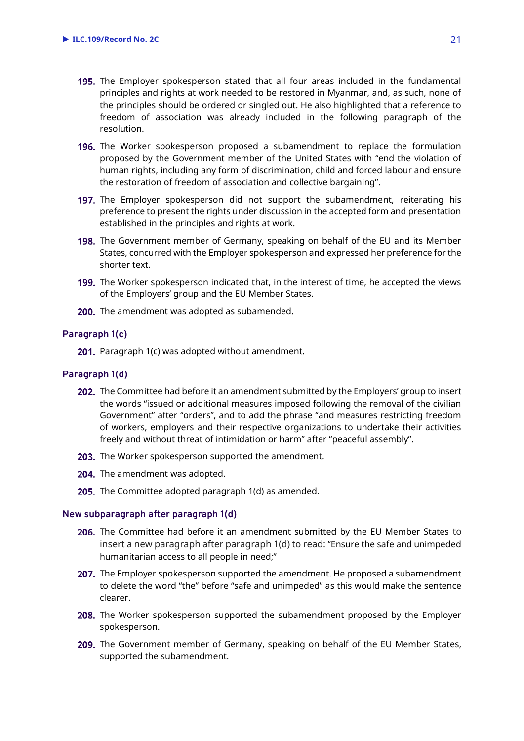195. The Employer spokesperson stated that all four areas included in the fundamental principles and rights at work needed to be restored in Myanmar, and, as such, none of the principles should be ordered or singled out. He also highlighted that a reference to freedom of association was already included in the following paragraph of the resolution.

196. The Worker spokesperson proposed a subamendment to replace the formulation proposed by the Government member of the United States with "end the violation of human rights, including any form of discrimination, child and forced labour and ensure the restoration of freedom of association and collective bargaining".

197. The Employer spokesperson did not support the subamendment, reiterating his preference to present the rights under discussion in the accepted form and presentation established in the principles and rights at work.

198. The Government member of Germany, speaking on behalf of the EU and its Member States, concurred with the Employer spokesperson and expressed her preference for the shorter text.

199. The Worker spokesperson indicated that, in the interest of time, he accepted the views of the Employers' group and the EU Member States.

200. The amendment was adopted as subamended.

### Paragraph 1(c)

201. Paragraph 1(c) was adopted without amendment.

### Paragraph 1(d)

202. The Committee had before it an amendment submitted by the Employers' group to insert the words "issued or additional measures imposed following the removal of the civilian Government" after "orders", and to add the phrase "and measures restricting freedom of workers, employers and their respective organizations to undertake their activities freely and without threat of intimidation or harm" after "peaceful assembly".

203. The Worker spokesperson supported the amendment.

204. The amendment was adopted.

205. The Committee adopted paragraph 1(d) as amended.

### New subparagraph after paragraph 1(d)

206. The Committee had before it an amendment submitted by the EU Member States to insert a new paragraph after paragraph 1(d) to read: "Ensure the safe and unimpeded humanitarian access to all people in need;"

207. The Employer spokesperson supported the amendment. He proposed a subamendment to delete the word "the" before "safe and unimpeded" as this would make the sentence clearer.

208. The Worker spokesperson supported the subamendment proposed by the Employer spokesperson.

209. The Government member of Germany, speaking on behalf of the EU Member States, supported the subamendment.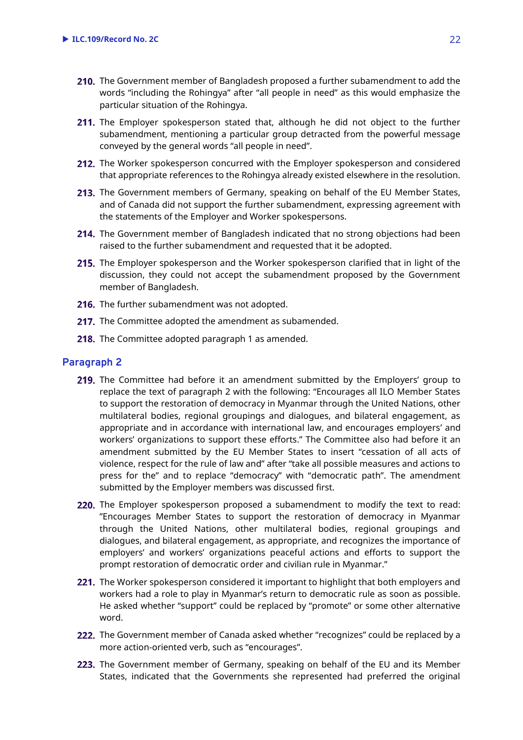210. The Government member of Bangladesh proposed a further subamendment to add the words “including the Rohingya” after “all people in need” as this would emphasize the particular situation of the Rohingya.

211. The Employer spokesperson stated that, although he did not object to the further subamendment, mentioning a particular group detracted from the powerful message conveyed by the general words “all people in need”.

212. The Worker spokesperson concurred with the Employer spokesperson and considered that appropriate references to the Rohingya already existed elsewhere in the resolution.

213. The Government members of Germany, speaking on behalf of the EU Member States, and of Canada did not support the further subamendment, expressing agreement with the statements of the Employer and Worker spokespersons.

214. The Government member of Bangladesh indicated that no strong objections had been raised to the further subamendment and requested that it be adopted.

215. The Employer spokesperson and the Worker spokesperson clarified that in light of the discussion, they could not accept the subamendment proposed by the Government member of Bangladesh.

216. The further subamendment was not adopted.

217. The Committee adopted the amendment as subamended.

218. The Committee adopted paragraph 1 as amended.

## Paragraph 2

219. The Committee had before it an amendment submitted by the Employers’ group to replace the text of paragraph 2 with the following: “Encourages all ILO Member States to support the restoration of democracy in Myanmar through the United Nations, other multilateral bodies, regional groupings and dialogues, and bilateral engagement, as appropriate and in accordance with international law, and encourages employers’ and workers’ organizations to support these efforts.” The Committee also had before it an amendment submitted by the EU Member States to insert “cessation of all acts of violence, respect for the rule of law and” after “take all possible measures and actions to press for the” and to replace “democracy” with “democratic path”. The amendment submitted by the Employer members was discussed first.

220. The Employer spokesperson proposed a subamendment to modify the text to read: ”Encourages Member States to support the restoration of democracy in Myanmar through the United Nations, other multilateral bodies, regional groupings and dialogues, and bilateral engagement, as appropriate, and recognizes the importance of employers’ and workers’ organizations peaceful actions and efforts to support the prompt restoration of democratic order and civilian rule in Myanmar.”

221. The Worker spokesperson considered it important to highlight that both employers and workers had a role to play in Myanmar’s return to democratic rule as soon as possible. He asked whether “support” could be replaced by “promote” or some other alternative word.

222. The Government member of Canada asked whether “recognizes” could be replaced by a more action-oriented verb, such as “encourages”.

223. The Government member of Germany, speaking on behalf of the EU and its Member States, indicated that the Governments she represented had preferred the original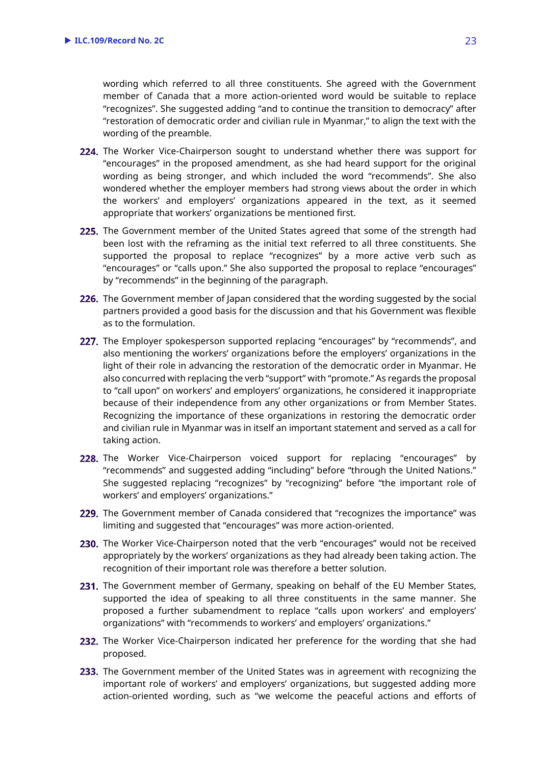wording which referred to all three constituents. She agreed with the Government member of Canada that a more action-oriented word would be suitable to replace "recognizes". She suggested adding "and to continue the transition to democracy" after "restoration of democratic order and civilian rule in Myanmar," to align the text with the wording of the preamble.

**224.** The Worker Vice-Chairperson sought to understand whether there was support for "encourages" in the proposed amendment, as she had heard support for the original wording as being stronger, and which included the word "recommends". She also wondered whether the employer members had strong views about the order in which the workers' and employers' organizations appeared in the text, as it seemed appropriate that workers' organizations be mentioned first.

**225.** The Government member of the United States agreed that some of the strength had been lost with the reframing as the initial text referred to all three constituents. She supported the proposal to replace "recognizes" by a more active verb such as "encourages" or "calls upon." She also supported the proposal to replace "encourages" by "recommends" in the beginning of the paragraph.

**226.** The Government member of Japan considered that the wording suggested by the social partners provided a good basis for the discussion and that his Government was flexible as to the formulation.

**227.** The Employer spokesperson supported replacing "encourages" by "recommends", and also mentioning the workers' organizations before the employers' organizations in the light of their role in advancing the restoration of the democratic order in Myanmar. He also concurred with replacing the verb "support" with "promote." As regards the proposal to "call upon" on workers' and employers' organizations, he considered it inappropriate because of their independence from any other organizations or from Member States. Recognizing the importance of these organizations in restoring the democratic order and civilian rule in Myanmar was in itself an important statement and served as a call for taking action.

**228.** The Worker Vice-Chairperson voiced support for replacing "encourages" by "recommends" and suggested adding "including" before "through the United Nations." She suggested replacing "recognizes" by "recognizing" before "the important role of workers' and employers' organizations."

**229.** The Government member of Canada considered that "recognizes the importance" was limiting and suggested that "encourages" was more action-oriented.

**230.** The Worker Vice-Chairperson noted that the verb "encourages" would not be received appropriately by the workers' organizations as they had already been taking action. The recognition of their important role was therefore a better solution.

**231.** The Government member of Germany, speaking on behalf of the EU Member States, supported the idea of speaking to all three constituents in the same manner. She proposed a further subamendment to replace "calls upon workers' and employers' organizations" with "recommends to workers' and employers' organizations."

**232.** The Worker Vice-Chairperson indicated her preference for the wording that she had proposed.

**233.** The Government member of the United States was in agreement with recognizing the important role of workers' and employers' organizations, but suggested adding more action-oriented wording, such as "we welcome the peaceful actions and efforts of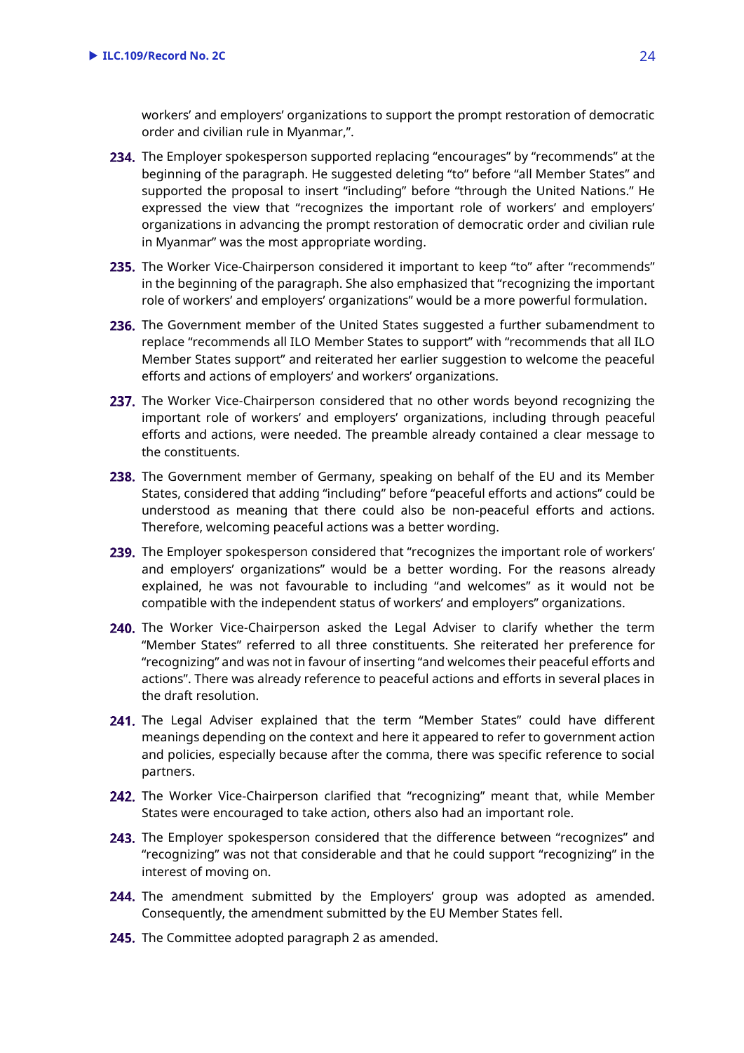workers' and employers' organizations to support the prompt restoration of democratic order and civilian rule in Myanmar,".

**234.** The Employer spokesperson supported replacing "encourages" by "recommends" at the beginning of the paragraph. He suggested deleting "to" before "all Member States" and supported the proposal to insert "including" before "through the United Nations." He expressed the view that "recognizes the important role of workers' and employers' organizations in advancing the prompt restoration of democratic order and civilian rule in Myanmar" was the most appropriate wording.

**235.** The Worker Vice-Chairperson considered it important to keep "to" after "recommends" in the beginning of the paragraph. She also emphasized that "recognizing the important role of workers' and employers' organizations" would be a more powerful formulation.

**236.** The Government member of the United States suggested a further subamendment to replace "recommends all ILO Member States to support" with "recommends that all ILO Member States support" and reiterated her earlier suggestion to welcome the peaceful efforts and actions of employers' and workers' organizations.

**237.** The Worker Vice-Chairperson considered that no other words beyond recognizing the important role of workers' and employers' organizations, including through peaceful efforts and actions, were needed. The preamble already contained a clear message to the constituents.

**238.** The Government member of Germany, speaking on behalf of the EU and its Member States, considered that adding "including" before "peaceful efforts and actions" could be understood as meaning that there could also be non-peaceful efforts and actions. Therefore, welcoming peaceful actions was a better wording.

**239.** The Employer spokesperson considered that "recognizes the important role of workers' and employers' organizations" would be a better wording. For the reasons already explained, he was not favourable to including "and welcomes" as it would not be compatible with the independent status of workers' and employers" organizations.

**240.** The Worker Vice-Chairperson asked the Legal Adviser to clarify whether the term "Member States" referred to all three constituents. She reiterated her preference for "recognizing" and was not in favour of inserting "and welcomes their peaceful efforts and actions". There was already reference to peaceful actions and efforts in several places in the draft resolution.

**241.** The Legal Adviser explained that the term "Member States" could have different meanings depending on the context and here it appeared to refer to government action and policies, especially because after the comma, there was specific reference to social partners.

**242.** The Worker Vice-Chairperson clarified that "recognizing" meant that, while Member States were encouraged to take action, others also had an important role.

**243.** The Employer spokesperson considered that the difference between "recognizes" and "recognizing" was not that considerable and that he could support "recognizing" in the interest of moving on.

**244.** The amendment submitted by the Employers' group was adopted as amended. Consequently, the amendment submitted by the EU Member States fell.

**245.** The Committee adopted paragraph 2 as amended.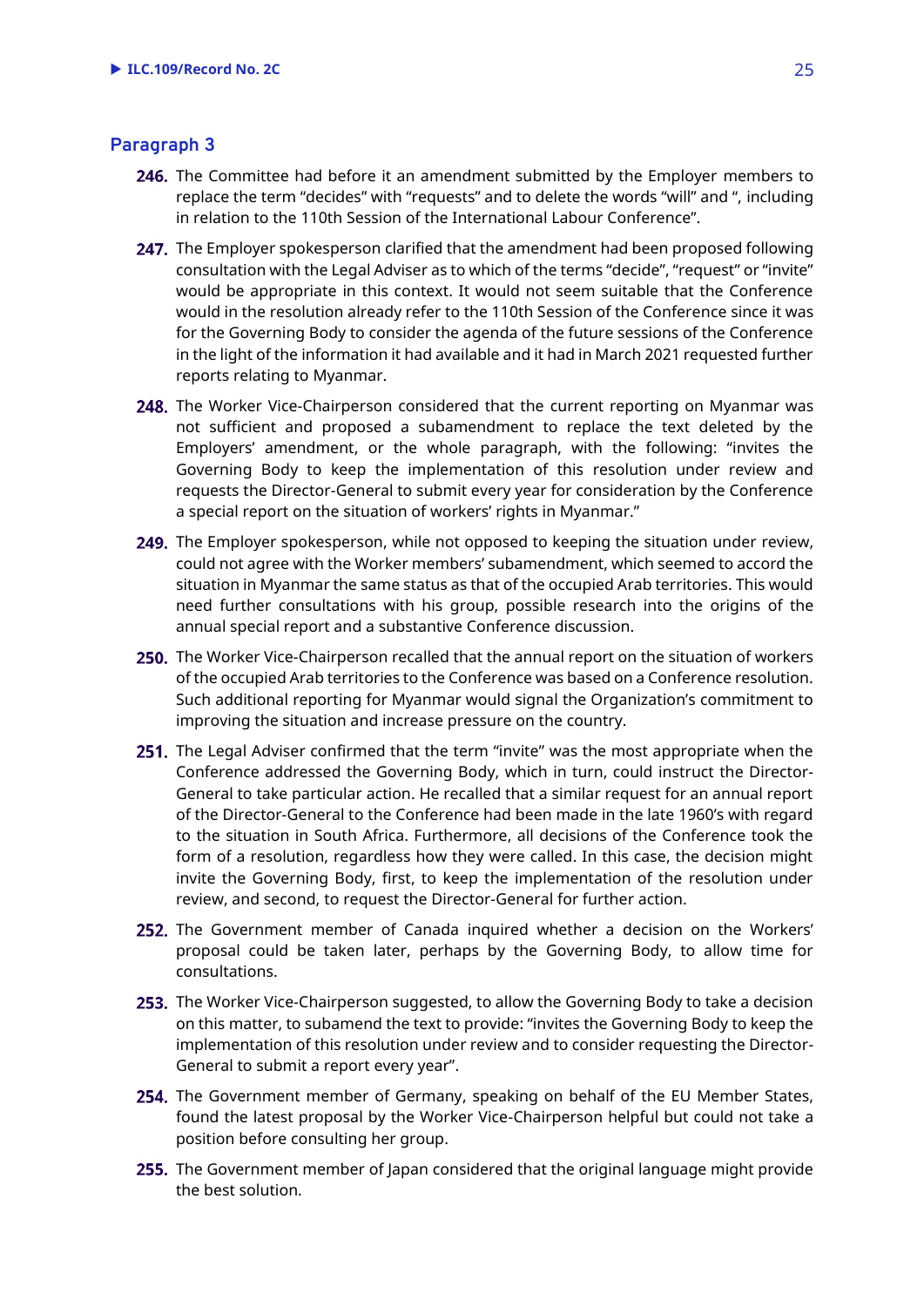## Paragraph 3

**246.** The Committee had before it an amendment submitted by the Employer members to replace the term "decides" with "requests" and to delete the words "will" and ", including in relation to the 110th Session of the International Labour Conference".

**247.** The Employer spokesperson clarified that the amendment had been proposed following consultation with the Legal Adviser as to which of the terms "decide", "request" or "invite" would be appropriate in this context. It would not seem suitable that the Conference would in the resolution already refer to the 110th Session of the Conference since it was for the Governing Body to consider the agenda of the future sessions of the Conference in the light of the information it had available and it had in March 2021 requested further reports relating to Myanmar.

**248.** The Worker Vice-Chairperson considered that the current reporting on Myanmar was not sufficient and proposed a subamendment to replace the text deleted by the Employers' amendment, or the whole paragraph, with the following: "invites the Governing Body to keep the implementation of this resolution under review and requests the Director-General to submit every year for consideration by the Conference a special report on the situation of workers' rights in Myanmar."

**249.** The Employer spokesperson, while not opposed to keeping the situation under review, could not agree with the Worker members' subamendment, which seemed to accord the situation in Myanmar the same status as that of the occupied Arab territories. This would need further consultations with his group, possible research into the origins of the annual special report and a substantive Conference discussion.

**250.** The Worker Vice-Chairperson recalled that the annual report on the situation of workers of the occupied Arab territories to the Conference was based on a Conference resolution. Such additional reporting for Myanmar would signal the Organization's commitment to improving the situation and increase pressure on the country.

**251.** The Legal Adviser confirmed that the term "invite" was the most appropriate when the Conference addressed the Governing Body, which in turn, could instruct the Director-General to take particular action. He recalled that a similar request for an annual report of the Director-General to the Conference had been made in the late 1960's with regard to the situation in South Africa. Furthermore, all decisions of the Conference took the form of a resolution, regardless how they were called. In this case, the decision might invite the Governing Body, first, to keep the implementation of the resolution under review, and second, to request the Director-General for further action.

**252.** The Government member of Canada inquired whether a decision on the Workers' proposal could be taken later, perhaps by the Governing Body, to allow time for consultations.

**253.** The Worker Vice-Chairperson suggested, to allow the Governing Body to take a decision on this matter, to subamend the text to provide: "invites the Governing Body to keep the implementation of this resolution under review and to consider requesting the Director-General to submit a report every year".

**254.** The Government member of Germany, speaking on behalf of the EU Member States, found the latest proposal by the Worker Vice-Chairperson helpful but could not take a position before consulting her group.

**255.** The Government member of Japan considered that the original language might provide the best solution.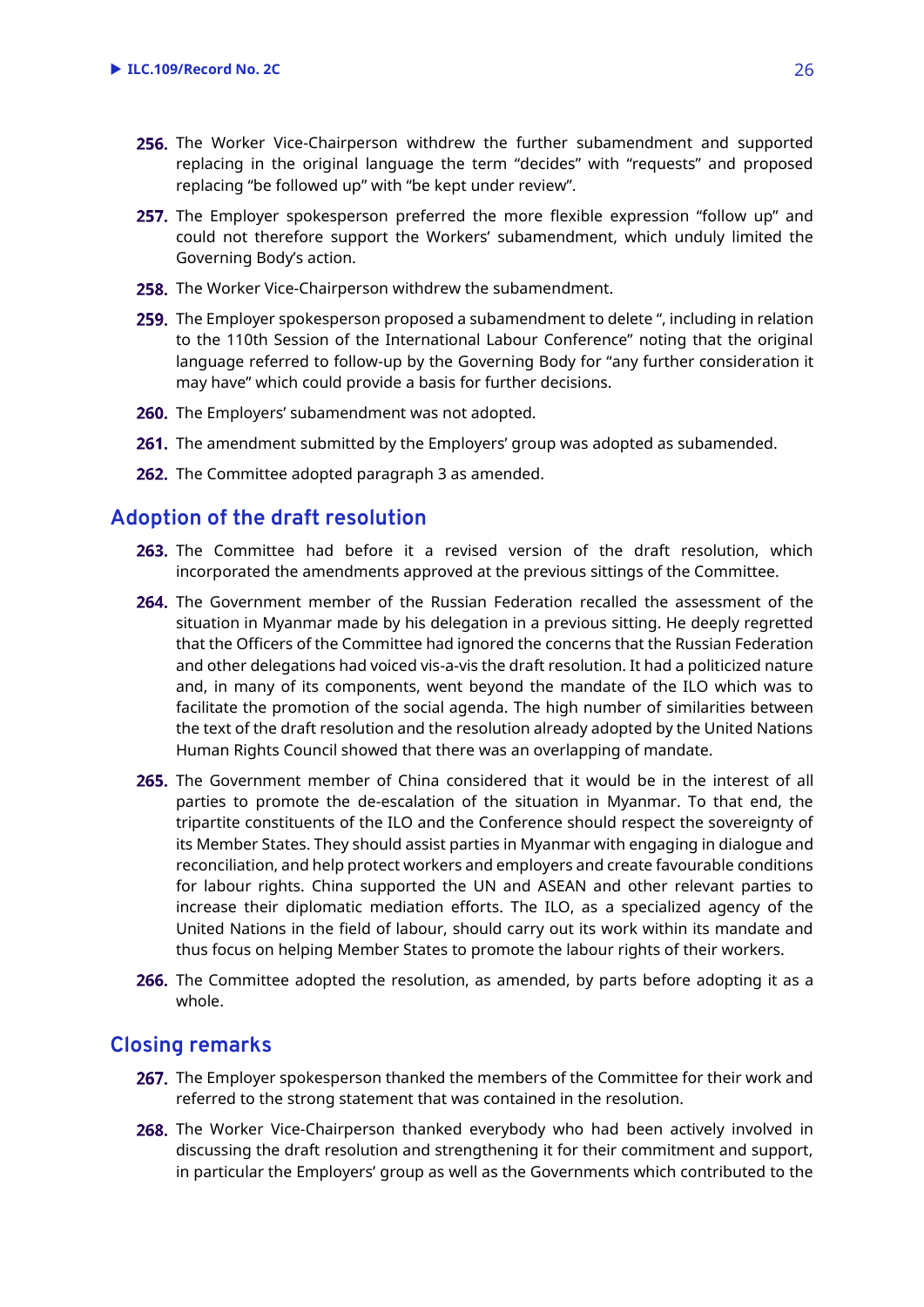256. The Worker Vice-Chairperson withdrew the further subamendment and supported replacing in the original language the term "decides" with "requests" and proposed replacing "be followed up" with "be kept under review".

257. The Employer spokesperson preferred the more flexible expression "follow up" and could not therefore support the Workers' subamendment, which unduly limited the Governing Body's action.

258. The Worker Vice-Chairperson withdrew the subamendment.

259. The Employer spokesperson proposed a subamendment to delete ", including in relation to the 110th Session of the International Labour Conference" noting that the original language referred to follow-up by the Governing Body for "any further consideration it may have" which could provide a basis for further decisions.

260. The Employers' subamendment was not adopted.

261. The amendment submitted by the Employers' group was adopted as subamended.

262. The Committee adopted paragraph 3 as amended.

## Adoption of the draft resolution

263. The Committee had before it a revised version of the draft resolution, which incorporated the amendments approved at the previous sittings of the Committee.

264. The Government member of the Russian Federation recalled the assessment of the situation in Myanmar made by his delegation in a previous sitting. He deeply regretted that the Officers of the Committee had ignored the concerns that the Russian Federation and other delegations had voiced vis-a-vis the draft resolution. It had a politicized nature and, in many of its components, went beyond the mandate of the ILO which was to facilitate the promotion of the social agenda. The high number of similarities between the text of the draft resolution and the resolution already adopted by the United Nations Human Rights Council showed that there was an overlapping of mandate.

265. The Government member of China considered that it would be in the interest of all parties to promote the de-escalation of the situation in Myanmar. To that end, the tripartite constituents of the ILO and the Conference should respect the sovereignty of its Member States. They should assist parties in Myanmar with engaging in dialogue and reconciliation, and help protect workers and employers and create favourable conditions for labour rights. China supported the UN and ASEAN and other relevant parties to increase their diplomatic mediation efforts. The ILO, as a specialized agency of the United Nations in the field of labour, should carry out its work within its mandate and thus focus on helping Member States to promote the labour rights of their workers.

266. The Committee adopted the resolution, as amended, by parts before adopting it as a whole.

## Closing remarks

267. The Employer spokesperson thanked the members of the Committee for their work and referred to the strong statement that was contained in the resolution.

268. The Worker Vice-Chairperson thanked everybody who had been actively involved in discussing the draft resolution and strengthening it for their commitment and support, in particular the Employers' group as well as the Governments which contributed to the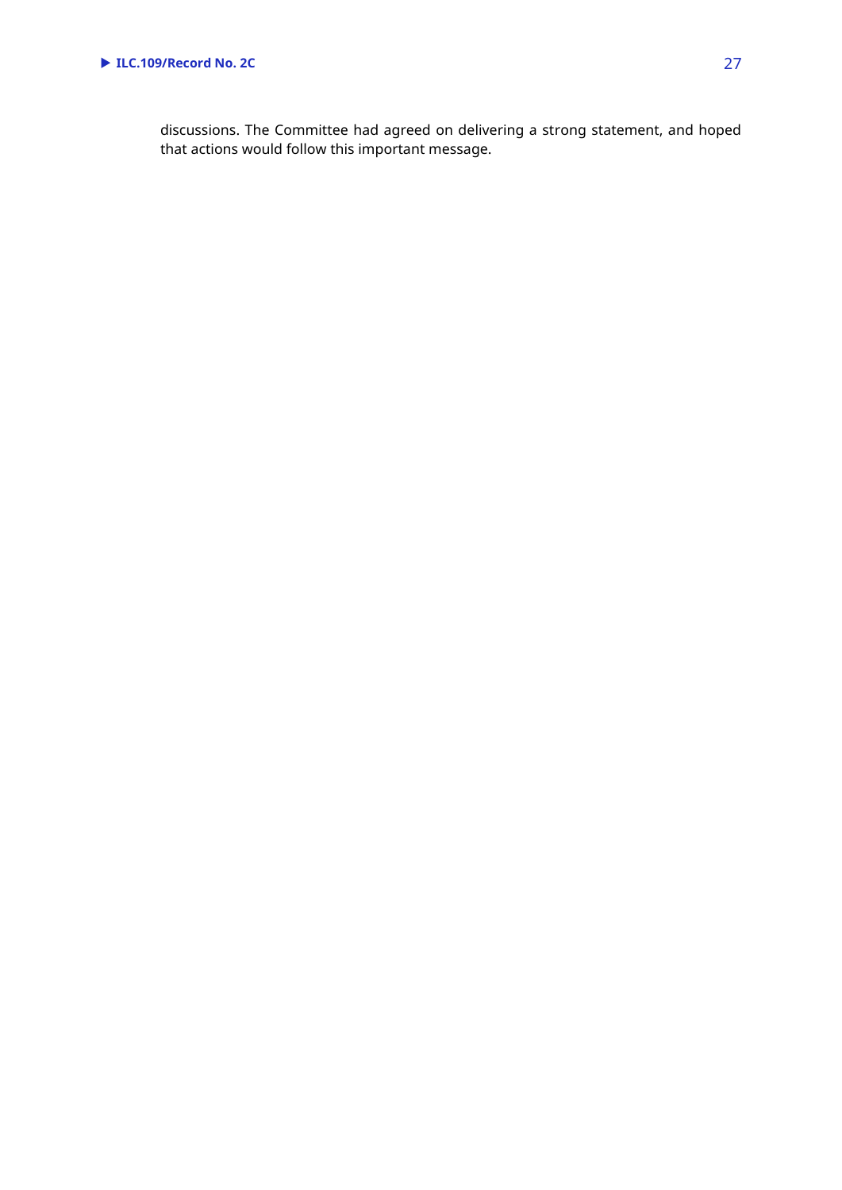discussions. The Committee had agreed on delivering a strong statement, and hoped that actions would follow this important message.